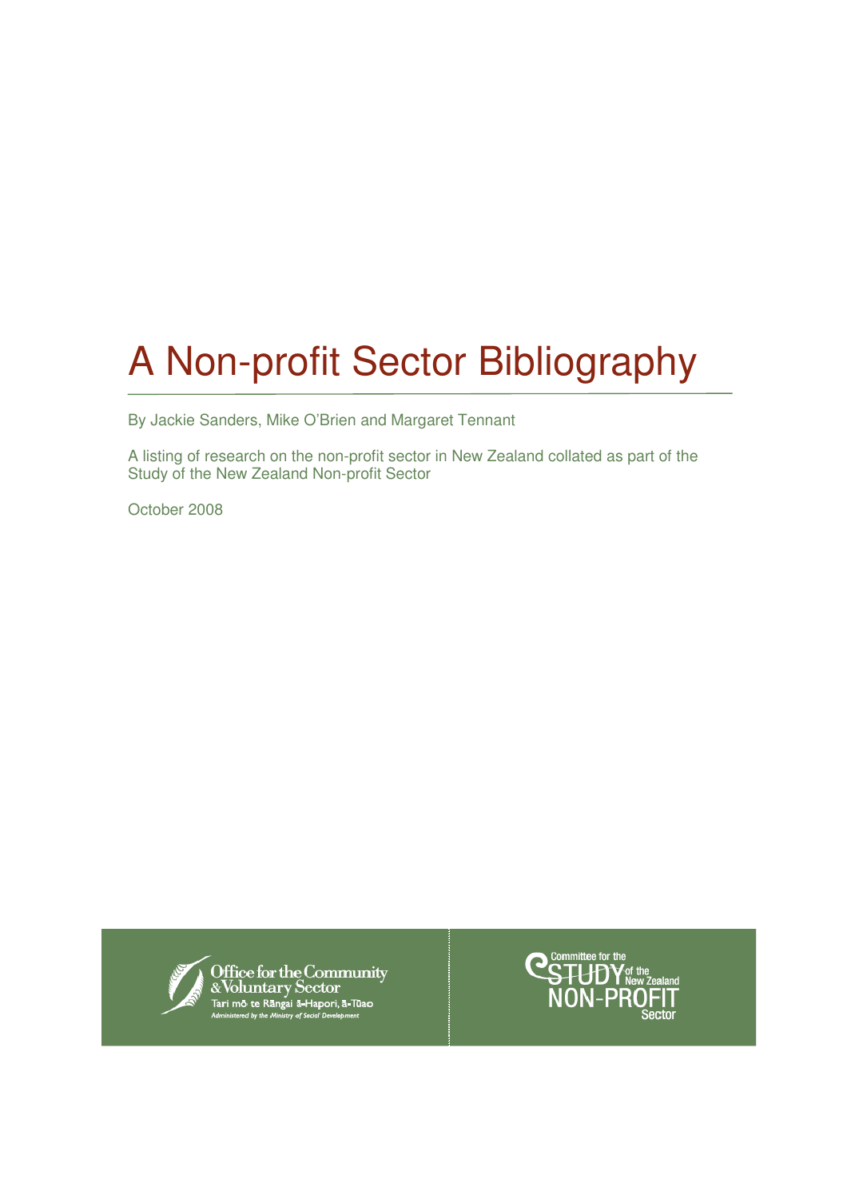# A Non-profit Sector Bibliography

By Jackie Sanders, Mike O'Brien and Margaret Tennant

A listing of research on the non-profit sector in New Zealand collated as part of the Study of the New Zealand Non-profit Sector

October 2008

Office for the Community & Voluntary Sector
Tari mō te Rāngai ā-Hapori, ā-Tūao
Administered by the Ministry of Social Development

Committee for the STUDY of the New Zealand NON-PROFIT Sector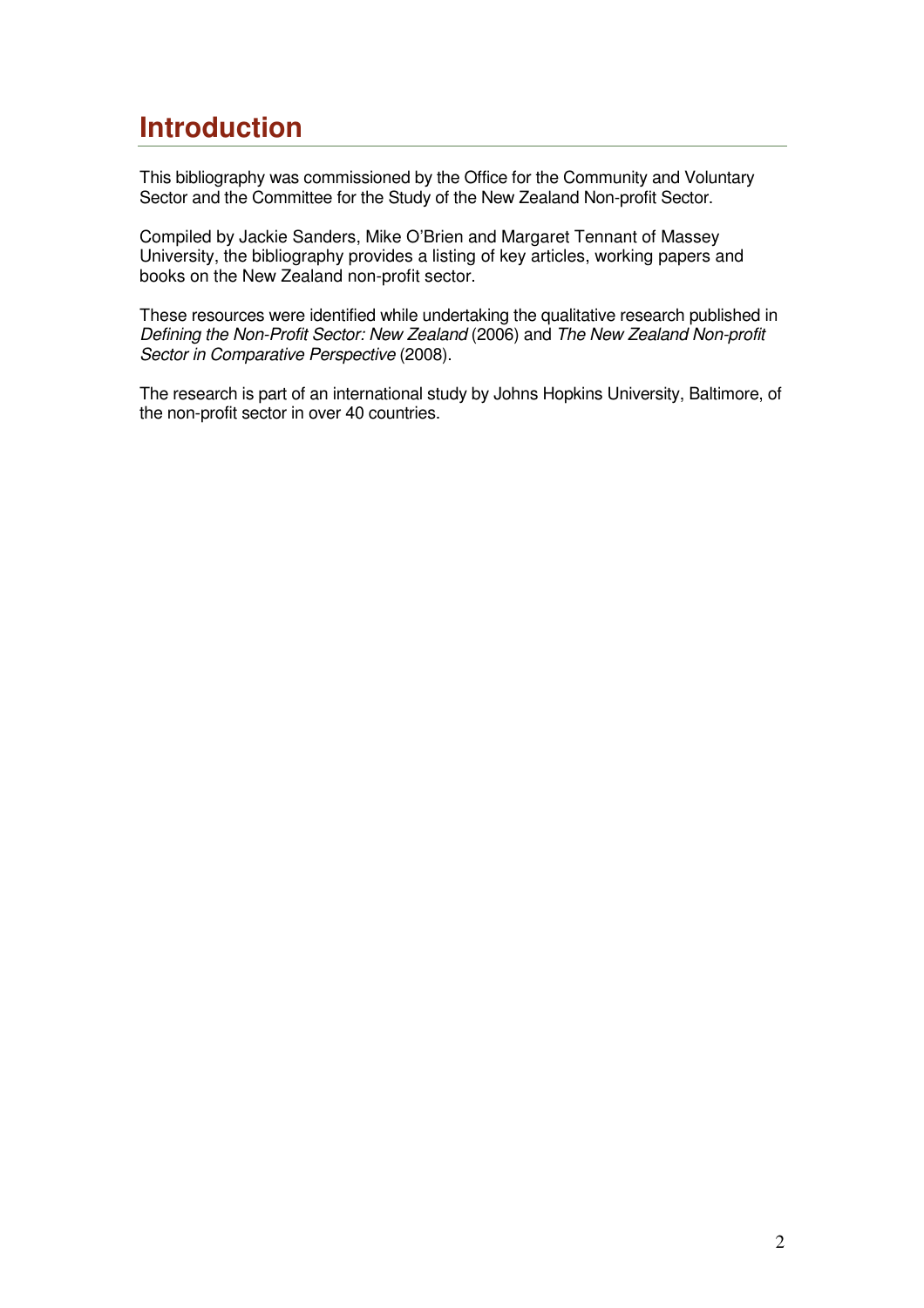# Introduction

This bibliography was commissioned by the Office for the Community and Voluntary Sector and the Committee for the Study of the New Zealand Non-profit Sector.

Compiled by Jackie Sanders, Mike O'Brien and Margaret Tennant of Massey University, the bibliography provides a listing of key articles, working papers and books on the New Zealand non-profit sector.

These resources were identified while undertaking the qualitative research published in *Defining the Non-Profit Sector: New Zealand* (2006) and *The New Zealand Non-profit Sector in Comparative Perspective* (2008).

The research is part of an international study by Johns Hopkins University, Baltimore, of the non-profit sector in over 40 countries.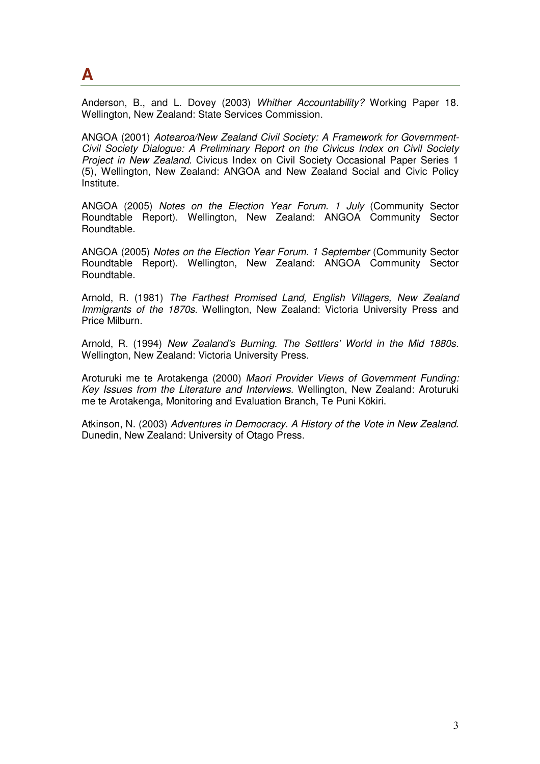# A

Anderson, B., and L. Dovey (2003) *Whither Accountability?* Working Paper 18. Wellington, New Zealand: State Services Commission.

ANGOA (2001) *Aotearoa/New Zealand Civil Society: A Framework for Government-Civil Society Dialogue: A Preliminary Report on the Civicus Index on Civil Society Project in New Zealand*. Civicus Index on Civil Society Occasional Paper Series 1 (5), Wellington, New Zealand: ANGOA and New Zealand Social and Civic Policy Institute.

ANGOA (2005) *Notes on the Election Year Forum. 1 July* (Community Sector Roundtable Report). Wellington, New Zealand: ANGOA Community Sector Roundtable.

ANGOA (2005) *Notes on the Election Year Forum. 1 September* (Community Sector Roundtable Report). Wellington, New Zealand: ANGOA Community Sector Roundtable.

Arnold, R. (1981) *The Farthest Promised Land, English Villagers, New Zealand Immigrants of the 1870s*. Wellington, New Zealand: Victoria University Press and Price Milburn.

Arnold, R. (1994) *New Zealand's Burning. The Settlers' World in the Mid 1880s.* Wellington, New Zealand: Victoria University Press.

Aroturuki me te Arotakenga (2000) *Maori Provider Views of Government Funding: Key Issues from the Literature and Interviews.* Wellington, New Zealand: Aroturuki me te Arotakenga, Monitoring and Evaluation Branch, Te Puni Kōkiri.

Atkinson, N. (2003) *Adventures in Democracy. A History of the Vote in New Zealand.* Dunedin, New Zealand: University of Otago Press.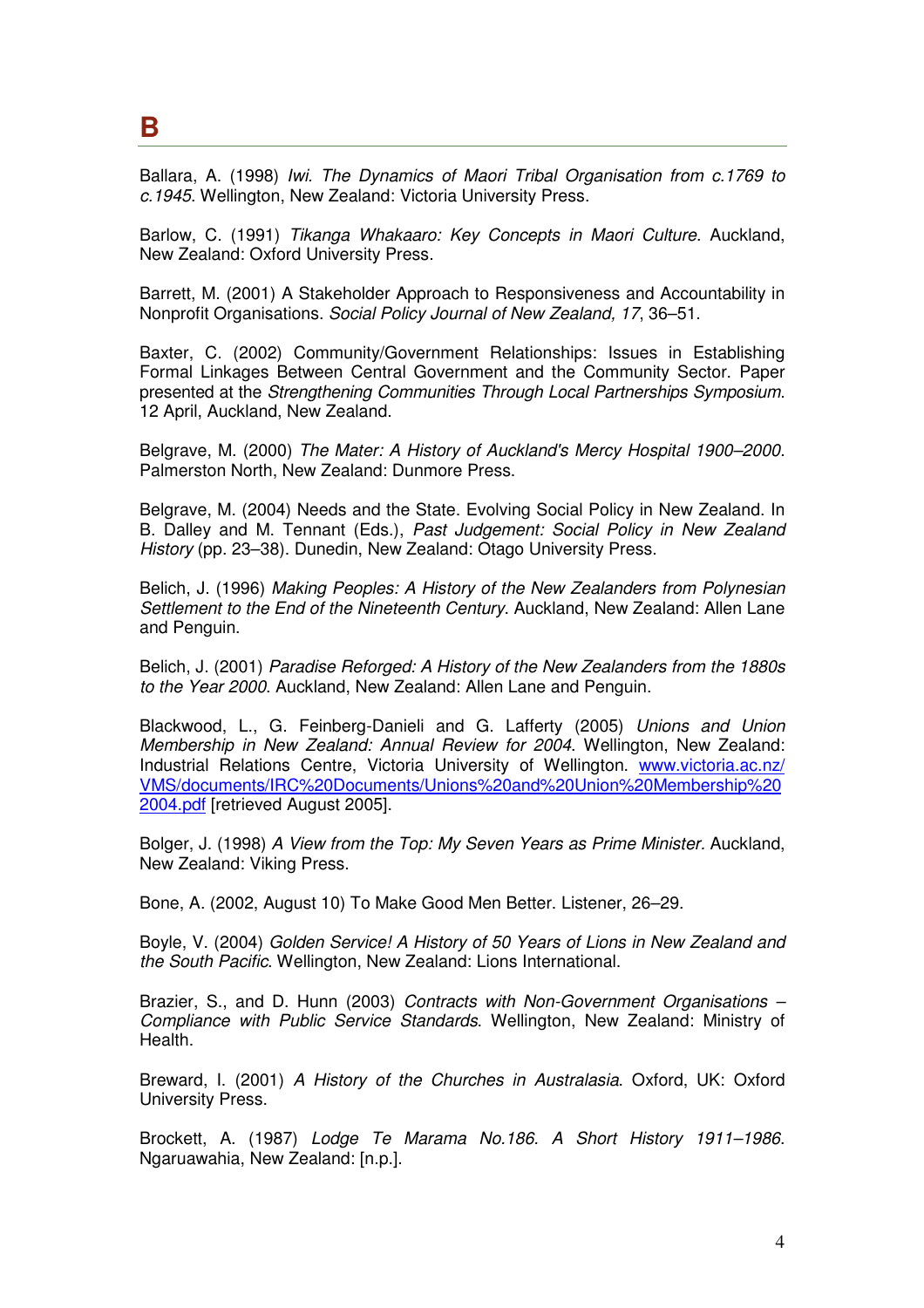# B

Ballara, A. (1998) *Iwi. The Dynamics of Maori Tribal Organisation from c.1769 to c.1945*. Wellington, New Zealand: Victoria University Press.

Barlow, C. (1991) *Tikanga Whakaaro: Key Concepts in Maori Culture*. Auckland, New Zealand: Oxford University Press.

Barrett, M. (2001) A Stakeholder Approach to Responsiveness and Accountability in Nonprofit Organisations. *Social Policy Journal of New Zealand, 17*, 36–51.

Baxter, C. (2002) Community/Government Relationships: Issues in Establishing Formal Linkages Between Central Government and the Community Sector. Paper presented at the *Strengthening Communities Through Local Partnerships Symposium*. 12 April, Auckland, New Zealand.

Belgrave, M. (2000) *The Mater: A History of Auckland's Mercy Hospital 1900–2000*. Palmerston North, New Zealand: Dunmore Press.

Belgrave, M. (2004) Needs and the State. Evolving Social Policy in New Zealand. In B. Dalley and M. Tennant (Eds.), *Past Judgement: Social Policy in New Zealand History* (pp. 23–38). Dunedin, New Zealand: Otago University Press.

Belich, J. (1996) *Making Peoples: A History of the New Zealanders from Polynesian Settlement to the End of the Nineteenth Century*. Auckland, New Zealand: Allen Lane and Penguin.

Belich, J. (2001) *Paradise Reforged: A History of the New Zealanders from the 1880s to the Year 2000*. Auckland, New Zealand: Allen Lane and Penguin.

Blackwood, L., G. Feinberg-Danieli and G. Lafferty (2005) *Unions and Union Membership in New Zealand: Annual Review for 2004*. Wellington, New Zealand: Industrial Relations Centre, Victoria University of Wellington. [www.victoria.ac.nz/VMS/documents/IRC%20Documents/Unions%20and%20Union%20Membership%202004.pdf](www.victoria.ac.nz/VMS/documents/IRC%20Documents/Unions%20and%20Union%20Membership%202004.pdf) [retrieved August 2005].

Bolger, J. (1998) *A View from the Top: My Seven Years as Prime Minister*. Auckland, New Zealand: Viking Press.

Bone, A. (2002, August 10) To Make Good Men Better. Listener, 26–29.

Boyle, V. (2004) *Golden Service! A History of 50 Years of Lions in New Zealand and the South Pacific*. Wellington, New Zealand: Lions International.

Brazier, S., and D. Hunn (2003) *Contracts with Non-Government Organisations – Compliance with Public Service Standards*. Wellington, New Zealand: Ministry of Health.

Breward, I. (2001) *A History of the Churches in Australasia*. Oxford, UK: Oxford University Press.

Brockett, A. (1987) *Lodge Te Marama No.186. A Short History 1911–1986*. Ngaruawahia, New Zealand: [n.p.].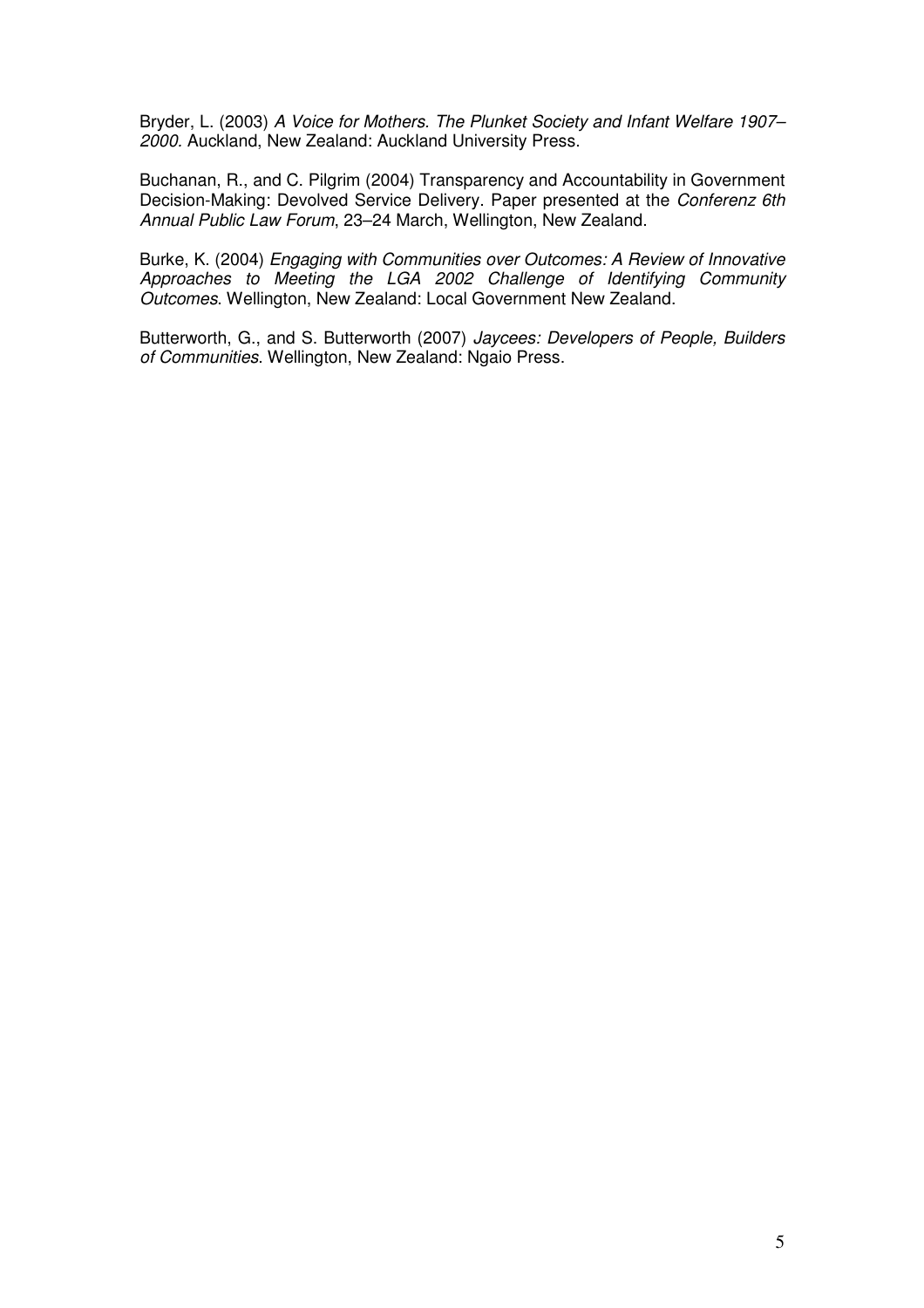Bryder, L. (2003) *A Voice for Mothers. The Plunket Society and Infant Welfare 1907–2000.* Auckland, New Zealand: Auckland University Press.

Buchanan, R., and C. Pilgrim (2004) Transparency and Accountability in Government Decision-Making: Devolved Service Delivery. Paper presented at the *Conferenz 6th Annual Public Law Forum*, 23–24 March, Wellington, New Zealand.

Burke, K. (2004) *Engaging with Communities over Outcomes: A Review of Innovative Approaches to Meeting the LGA 2002 Challenge of Identifying Community Outcomes*. Wellington, New Zealand: Local Government New Zealand.

Butterworth, G., and S. Butterworth (2007) *Jaycees: Developers of People, Builders of Communities*. Wellington, New Zealand: Ngaio Press.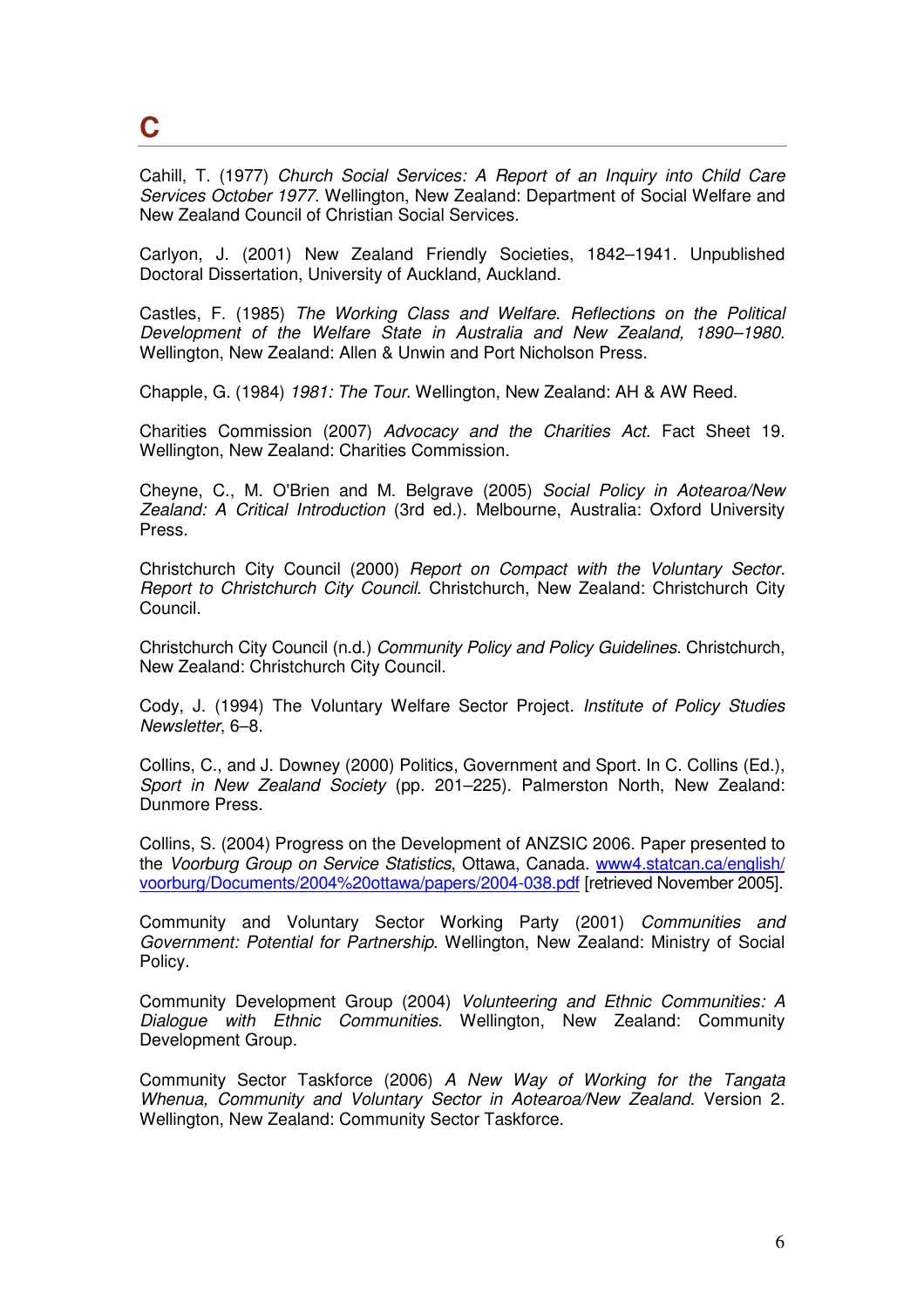# C

Cahill, T. (1977) *Church Social Services: A Report of an Inquiry into Child Care Services October 1977.* Wellington, New Zealand: Department of Social Welfare and New Zealand Council of Christian Social Services.

Carlyon, J. (2001) New Zealand Friendly Societies, 1842–1941. Unpublished Doctoral Dissertation, University of Auckland, Auckland.

Castles, F. (1985) *The Working Class and Welfare. Reflections on the Political Development of the Welfare State in Australia and New Zealand, 1890–1980.* Wellington, New Zealand: Allen & Unwin and Port Nicholson Press.

Chapple, G. (1984) *1981: The Tour*. Wellington, New Zealand: AH & AW Reed.

Charities Commission (2007) *Advocacy and the Charities Act.* Fact Sheet 19. Wellington, New Zealand: Charities Commission.

Cheyne, C., M. O'Brien and M. Belgrave (2005) *Social Policy in Aotearoa/New Zealand: A Critical Introduction* (3rd ed.). Melbourne, Australia: Oxford University Press.

Christchurch City Council (2000) *Report on Compact with the Voluntary Sector. Report to Christchurch City Council*. Christchurch, New Zealand: Christchurch City Council.

Christchurch City Council (n.d.) *Community Policy and Policy Guidelines.* Christchurch, New Zealand: Christchurch City Council.

Cody, J. (1994) The Voluntary Welfare Sector Project. *Institute of Policy Studies Newsletter*, 6–8.

Collins, C., and J. Downey (2000) Politics, Government and Sport. In C. Collins (Ed.), *Sport in New Zealand Society* (pp. 201–225). Palmerston North, New Zealand: Dunmore Press.

Collins, S. (2004) Progress on the Development of ANZSIC 2006. Paper presented to the *Voorburg Group on Service Statistics*, Ottawa, Canada. www4.statcan.ca/english/voorburg/Documents/2004%20ottawa/papers/2004-038.pdf [retrieved November 2005].

Community and Voluntary Sector Working Party (2001) *Communities and Government: Potential for Partnership*. Wellington, New Zealand: Ministry of Social Policy.

Community Development Group (2004) *Volunteering and Ethnic Communities: A Dialogue with Ethnic Communities*. Wellington, New Zealand: Community Development Group.

Community Sector Taskforce (2006) *A New Way of Working for the Tangata Whenua, Community and Voluntary Sector in Aotearoa/New Zealand*. Version 2. Wellington, New Zealand: Community Sector Taskforce.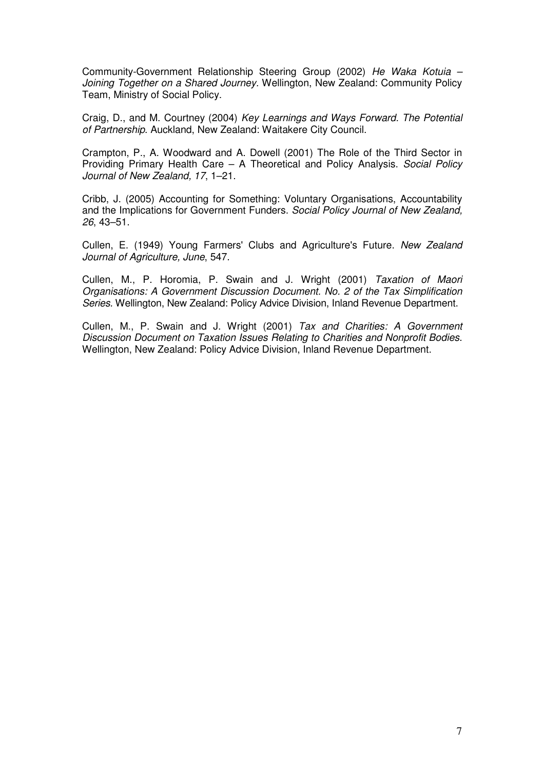Community-Government Relationship Steering Group (2002) *He Waka Kotuia – Joining Together on a Shared Journey*. Wellington, New Zealand: Community Policy Team, Ministry of Social Policy.

Craig, D., and M. Courtney (2004) *Key Learnings and Ways Forward. The Potential of Partnership*. Auckland, New Zealand: Waitakere City Council.

Crampton, P., A. Woodward and A. Dowell (2001) The Role of the Third Sector in Providing Primary Health Care – A Theoretical and Policy Analysis. *Social Policy Journal of New Zealand, 17*, 1–21.

Cribb, J. (2005) Accounting for Something: Voluntary Organisations, Accountability and the Implications for Government Funders. *Social Policy Journal of New Zealand, 26*, 43–51.

Cullen, E. (1949) Young Farmers' Clubs and Agriculture's Future. *New Zealand Journal of Agriculture, June*, 547.

Cullen, M., P. Horomia, P. Swain and J. Wright (2001) *Taxation of Maori Organisations: A Government Discussion Document. No. 2 of the Tax Simplification Series.* Wellington, New Zealand: Policy Advice Division, Inland Revenue Department.

Cullen, M., P. Swain and J. Wright (2001) *Tax and Charities: A Government Discussion Document on Taxation Issues Relating to Charities and Nonprofit Bodies*. Wellington, New Zealand: Policy Advice Division, Inland Revenue Department.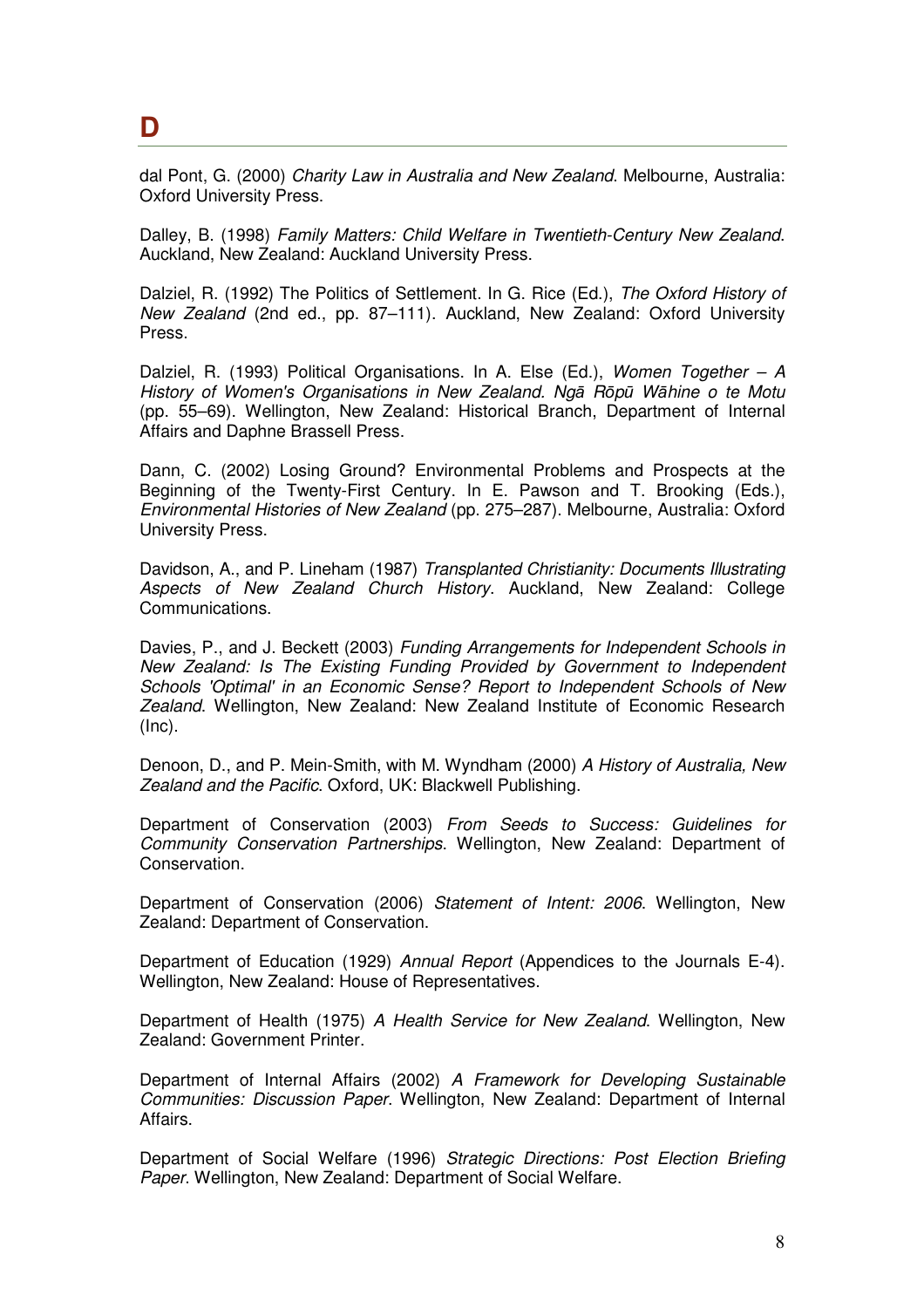# D

dal Pont, G. (2000) *Charity Law in Australia and New Zealand*. Melbourne, Australia: Oxford University Press.

Dalley, B. (1998) *Family Matters: Child Welfare in Twentieth-Century New Zealand*. Auckland, New Zealand: Auckland University Press.

Dalziel, R. (1992) The Politics of Settlement. In G. Rice (Ed.), *The Oxford History of New Zealand* (2nd ed., pp. 87–111). Auckland, New Zealand: Oxford University Press.

Dalziel, R. (1993) Political Organisations. In A. Else (Ed.), *Women Together – A History of Women's Organisations in New Zealand. Ngā Rōpū Wāhine o te Motu* (pp. 55–69). Wellington, New Zealand: Historical Branch, Department of Internal Affairs and Daphne Brassell Press.

Dann, C. (2002) Losing Ground? Environmental Problems and Prospects at the Beginning of the Twenty-First Century. In E. Pawson and T. Brooking (Eds.), *Environmental Histories of New Zealand* (pp. 275–287). Melbourne, Australia: Oxford University Press.

Davidson, A., and P. Lineham (1987) *Transplanted Christianity: Documents Illustrating Aspects of New Zealand Church History*. Auckland, New Zealand: College Communications.

Davies, P., and J. Beckett (2003) *Funding Arrangements for Independent Schools in New Zealand: Is The Existing Funding Provided by Government to Independent Schools 'Optimal' in an Economic Sense? Report to Independent Schools of New Zealand*. Wellington, New Zealand: New Zealand Institute of Economic Research (Inc).

Denoon, D., and P. Mein-Smith, with M. Wyndham (2000) *A History of Australia, New Zealand and the Pacific*. Oxford, UK: Blackwell Publishing.

Department of Conservation (2003) *From Seeds to Success: Guidelines for Community Conservation Partnerships*. Wellington, New Zealand: Department of Conservation.

Department of Conservation (2006) *Statement of Intent: 2006*. Wellington, New Zealand: Department of Conservation.

Department of Education (1929) *Annual Report* (Appendices to the Journals E-4). Wellington, New Zealand: House of Representatives.

Department of Health (1975) *A Health Service for New Zealand*. Wellington, New Zealand: Government Printer.

Department of Internal Affairs (2002) *A Framework for Developing Sustainable Communities: Discussion Paper*. Wellington, New Zealand: Department of Internal Affairs.

Department of Social Welfare (1996) *Strategic Directions: Post Election Briefing Paper*. Wellington, New Zealand: Department of Social Welfare.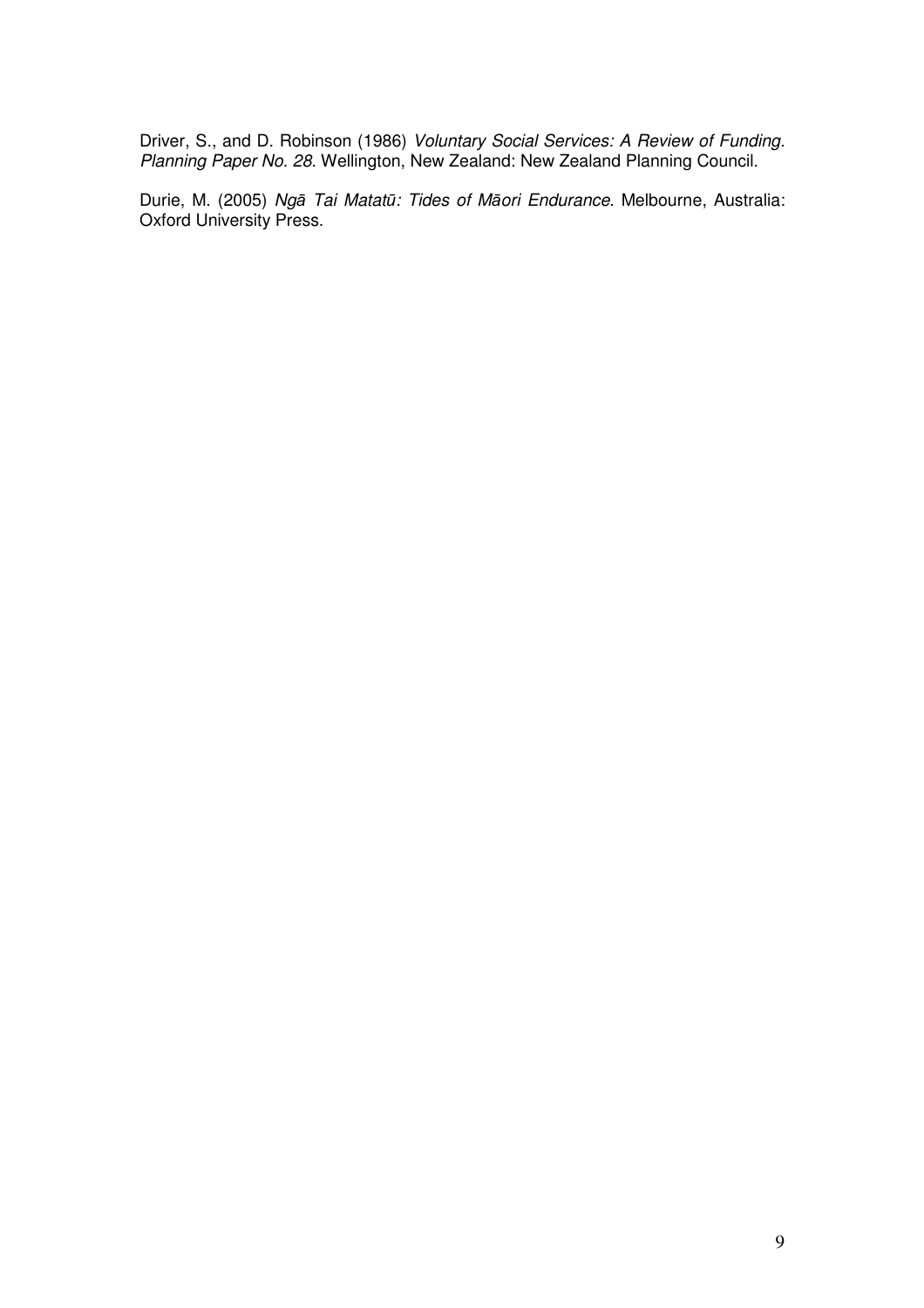Driver, S., and D. Robinson (1986) *Voluntary Social Services: A Review of Funding. Planning Paper No. 28*. Wellington, New Zealand: New Zealand Planning Council.

Durie, M. (2005) *Ngā Tai Matatū: Tides of Māori Endurance*. Melbourne, Australia: Oxford University Press.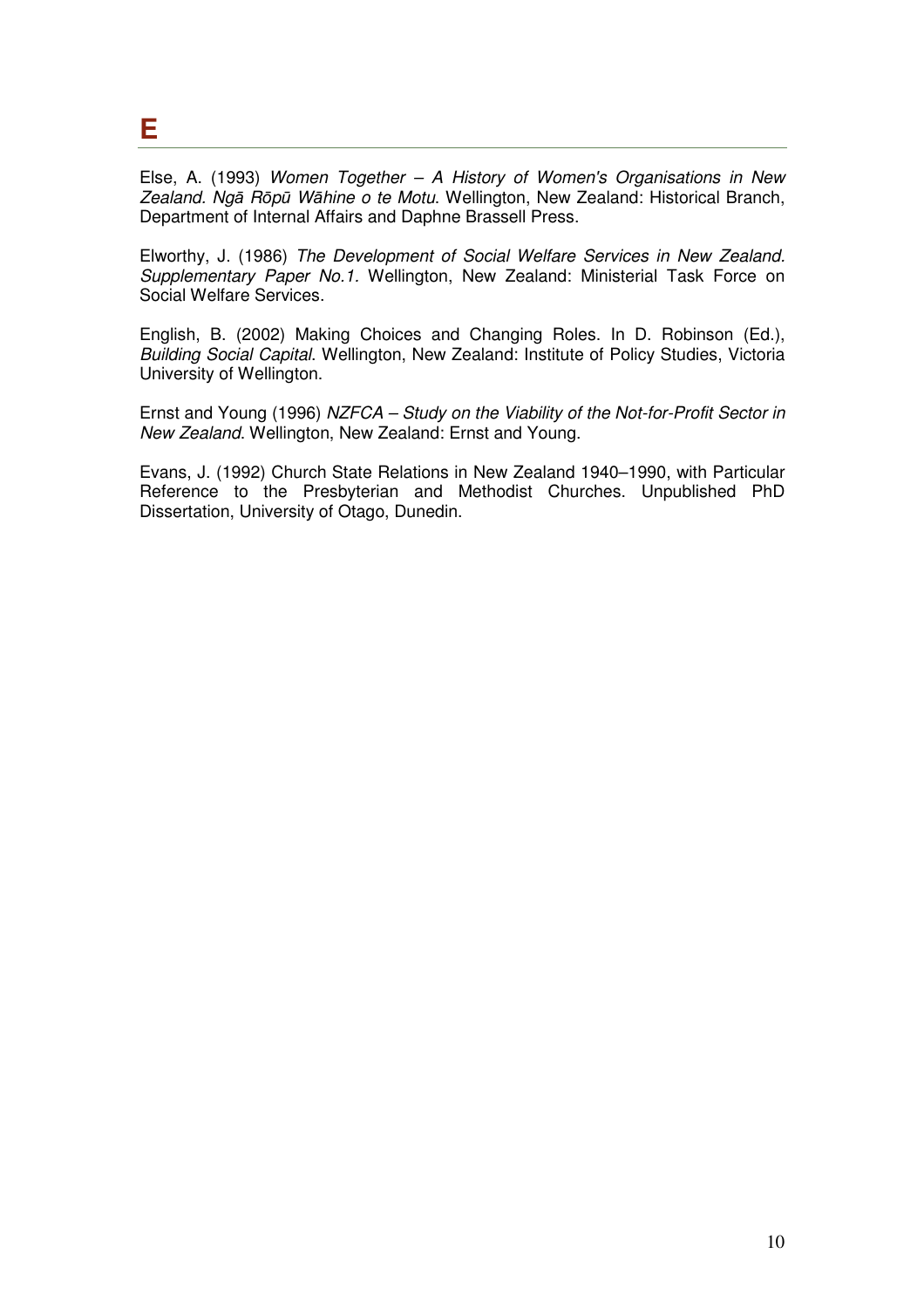## E

Else, A. (1993) *Women Together – A History of Women's Organisations in New Zealand. Ngā Rōpū Wāhine o te Motu*. Wellington, New Zealand: Historical Branch, Department of Internal Affairs and Daphne Brassell Press.

Elworthy, J. (1986) *The Development of Social Welfare Services in New Zealand. Supplementary Paper No.1.* Wellington, New Zealand: Ministerial Task Force on Social Welfare Services.

English, B. (2002) Making Choices and Changing Roles. In D. Robinson (Ed.), *Building Social Capital*. Wellington, New Zealand: Institute of Policy Studies, Victoria University of Wellington.

Ernst and Young (1996) *NZFCA – Study on the Viability of the Not-for-Profit Sector in New Zealand*. Wellington, New Zealand: Ernst and Young.

Evans, J. (1992) Church State Relations in New Zealand 1940–1990, with Particular Reference to the Presbyterian and Methodist Churches. Unpublished PhD Dissertation, University of Otago, Dunedin.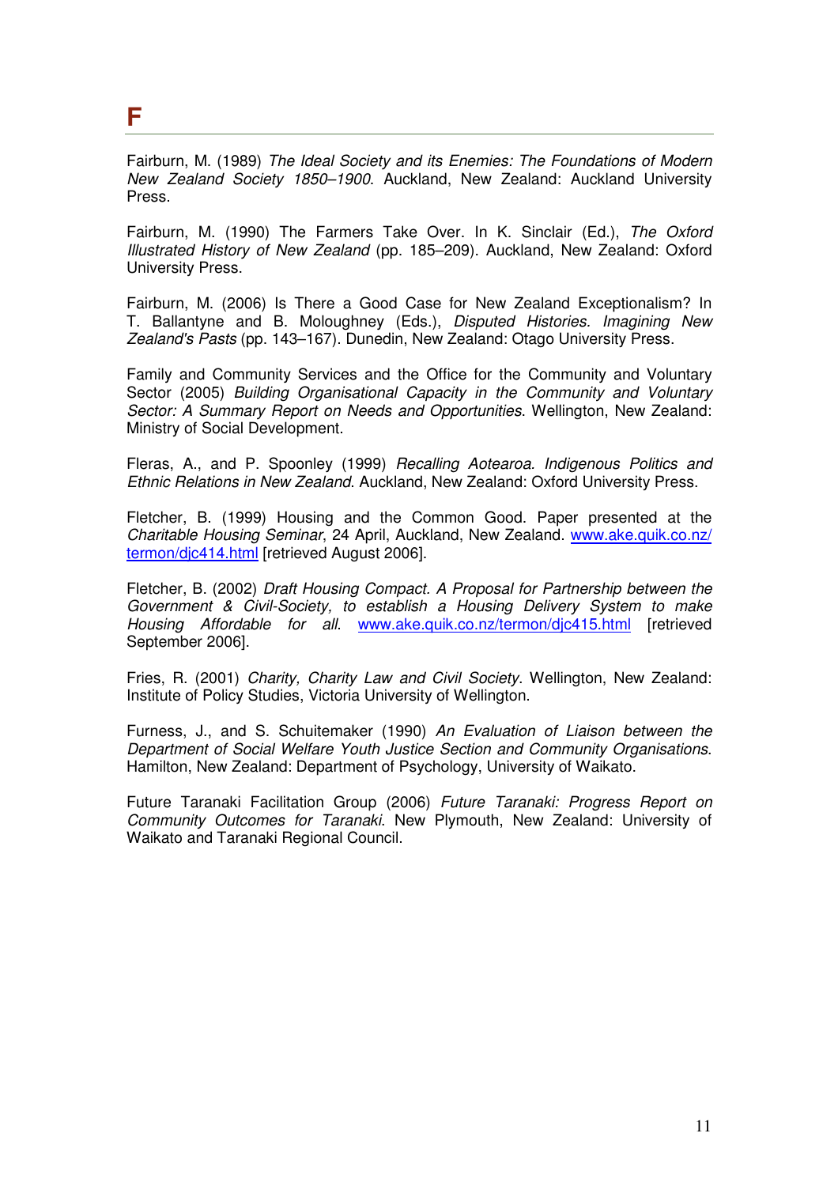## F

Fairburn, M. (1989) *The Ideal Society and its Enemies: The Foundations of Modern New Zealand Society 1850–1900*. Auckland, New Zealand: Auckland University Press.

Fairburn, M. (1990) The Farmers Take Over. In K. Sinclair (Ed.), *The Oxford Illustrated History of New Zealand* (pp. 185–209). Auckland, New Zealand: Oxford University Press.

Fairburn, M. (2006) Is There a Good Case for New Zealand Exceptionalism? In T. Ballantyne and B. Moloughney (Eds.), *Disputed Histories. Imagining New Zealand's Pasts* (pp. 143–167). Dunedin, New Zealand: Otago University Press.

Family and Community Services and the Office for the Community and Voluntary Sector (2005) *Building Organisational Capacity in the Community and Voluntary Sector: A Summary Report on Needs and Opportunities*. Wellington, New Zealand: Ministry of Social Development.

Fleras, A., and P. Spoonley (1999) *Recalling Aotearoa. Indigenous Politics and Ethnic Relations in New Zealand*. Auckland, New Zealand: Oxford University Press.

Fletcher, B. (1999) Housing and the Common Good. Paper presented at the *Charitable Housing Seminar*, 24 April, Auckland, New Zealand. www.ake.quik.co.nz/termon/djc414.html [retrieved August 2006].

Fletcher, B. (2002) *Draft Housing Compact. A Proposal for Partnership between the Government & Civil-Society, to establish a Housing Delivery System to make Housing Affordable for all*. www.ake.quik.co.nz/termon/djc415.html [retrieved September 2006].

Fries, R. (2001) *Charity, Charity Law and Civil Society*. Wellington, New Zealand: Institute of Policy Studies, Victoria University of Wellington.

Furness, J., and S. Schuitemaker (1990) *An Evaluation of Liaison between the Department of Social Welfare Youth Justice Section and Community Organisations*. Hamilton, New Zealand: Department of Psychology, University of Waikato.

Future Taranaki Facilitation Group (2006) *Future Taranaki: Progress Report on Community Outcomes for Taranaki*. New Plymouth, New Zealand: University of Waikato and Taranaki Regional Council.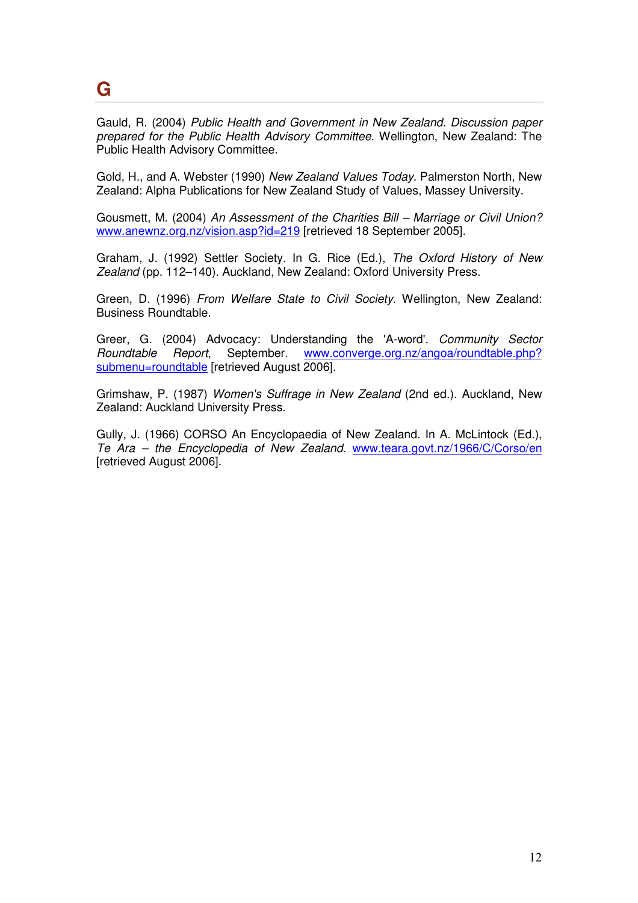# G

Gauld, R. (2004) *Public Health and Government in New Zealand. Discussion paper prepared for the Public Health Advisory Committee*. Wellington, New Zealand: The Public Health Advisory Committee.

Gold, H., and A. Webster (1990) *New Zealand Values Today*. Palmerston North, New Zealand: Alpha Publications for New Zealand Study of Values, Massey University.

Gousmett, M. (2004) *An Assessment of the Charities Bill – Marriage or Civil Union?* www.anewnz.org.nz/vision.asp?id=219 [retrieved 18 September 2005].

Graham, J. (1992) Settler Society. In G. Rice (Ed.), *The Oxford History of New Zealand* (pp. 112–140). Auckland, New Zealand: Oxford University Press.

Green, D. (1996) *From Welfare State to Civil Society*. Wellington, New Zealand: Business Roundtable.

Greer, G. (2004) Advocacy: Understanding the 'A-word'. *Community Sector Roundtable Report*, September. www.converge.org.nz/angoa/roundtable.php?submenu=roundtable [retrieved August 2006].

Grimshaw, P. (1987) *Women's Suffrage in New Zealand* (2nd ed.). Auckland, New Zealand: Auckland University Press.

Gully, J. (1966) CORSO An Encyclopaedia of New Zealand. In A. McLintock (Ed.), *Te Ara – the Encyclopedia of New Zealand*. www.teara.govt.nz/1966/C/Corso/en [retrieved August 2006].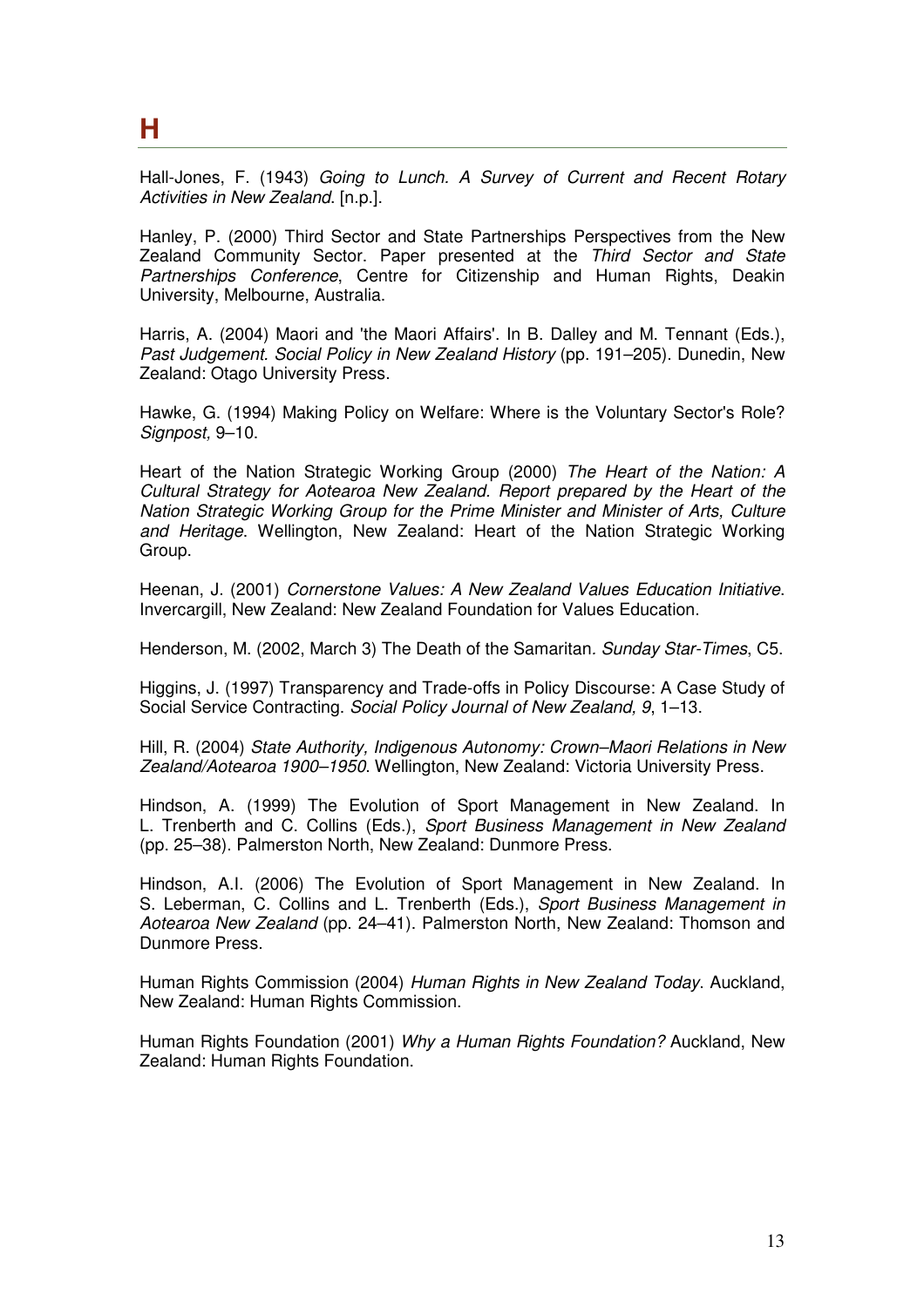# H

Hall-Jones, F. (1943) *Going to Lunch. A Survey of Current and Recent Rotary Activities in New Zealand*. [n.p.].

Hanley, P. (2000) Third Sector and State Partnerships Perspectives from the New Zealand Community Sector. Paper presented at the *Third Sector and State Partnerships Conference*, Centre for Citizenship and Human Rights, Deakin University, Melbourne, Australia.

Harris, A. (2004) Maori and 'the Maori Affairs'. In B. Dalley and M. Tennant (Eds.), *Past Judgement. Social Policy in New Zealand History* (pp. 191–205). Dunedin, New Zealand: Otago University Press.

Hawke, G. (1994) Making Policy on Welfare: Where is the Voluntary Sector's Role? *Signpost,* 9–10.

Heart of the Nation Strategic Working Group (2000) *The Heart of the Nation: A Cultural Strategy for Aotearoa New Zealand. Report prepared by the Heart of the Nation Strategic Working Group for the Prime Minister and Minister of Arts, Culture and Heritage*. Wellington, New Zealand: Heart of the Nation Strategic Working Group.

Heenan, J. (2001) *Cornerstone Values: A New Zealand Values Education Initiative*. Invercargill, New Zealand: New Zealand Foundation for Values Education.

Henderson, M. (2002, March 3) The Death of the Samaritan. *Sunday Star-Times*, C5.

Higgins, J. (1997) Transparency and Trade-offs in Policy Discourse: A Case Study of Social Service Contracting. *Social Policy Journal of New Zealand, 9*, 1–13.

Hill, R. (2004) *State Authority, Indigenous Autonomy: Crown–Maori Relations in New Zealand/Aotearoa 1900–1950*. Wellington, New Zealand: Victoria University Press.

Hindson, A. (1999) The Evolution of Sport Management in New Zealand. In L. Trenberth and C. Collins (Eds.), *Sport Business Management in New Zealand* (pp. 25–38). Palmerston North, New Zealand: Dunmore Press.

Hindson, A.I. (2006) The Evolution of Sport Management in New Zealand. In S. Leberman, C. Collins and L. Trenberth (Eds.), *Sport Business Management in Aotearoa New Zealand* (pp. 24–41). Palmerston North, New Zealand: Thomson and Dunmore Press.

Human Rights Commission (2004) *Human Rights in New Zealand Today*. Auckland, New Zealand: Human Rights Commission.

Human Rights Foundation (2001) *Why a Human Rights Foundation?* Auckland, New Zealand: Human Rights Foundation.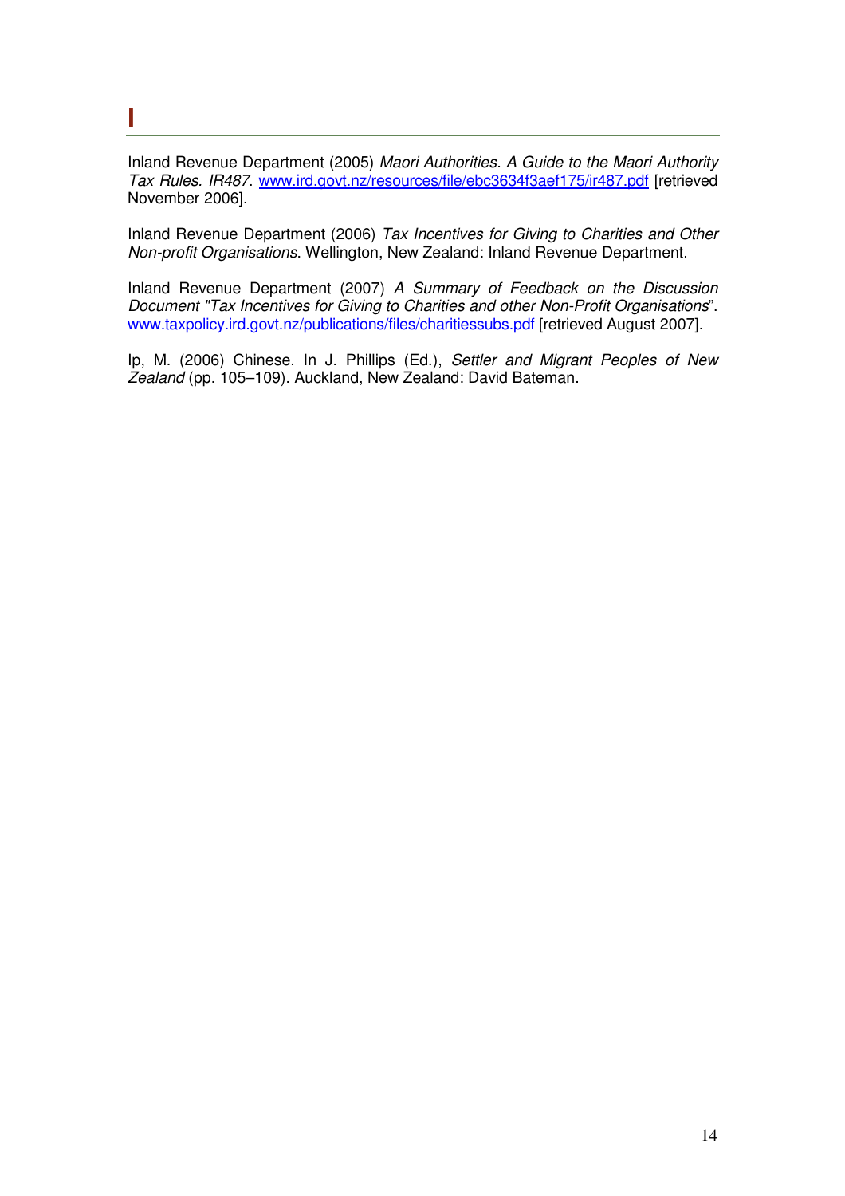# I

Inland Revenue Department (2005) *Maori Authorities. A Guide to the Maori Authority Tax Rules. IR487*. www.ird.govt.nz/resources/file/ebc3634f3aef175/ir487.pdf [retrieved November 2006].

Inland Revenue Department (2006) *Tax Incentives for Giving to Charities and Other Non-profit Organisations*. Wellington, New Zealand: Inland Revenue Department.

Inland Revenue Department (2007) *A Summary of Feedback on the Discussion Document "Tax Incentives for Giving to Charities and other Non-Profit Organisations*". www.taxpolicy.ird.govt.nz/publications/files/charitiessubs.pdf [retrieved August 2007].

Ip, M. (2006) Chinese. In J. Phillips (Ed.), *Settler and Migrant Peoples of New Zealand* (pp. 105–109). Auckland, New Zealand: David Bateman.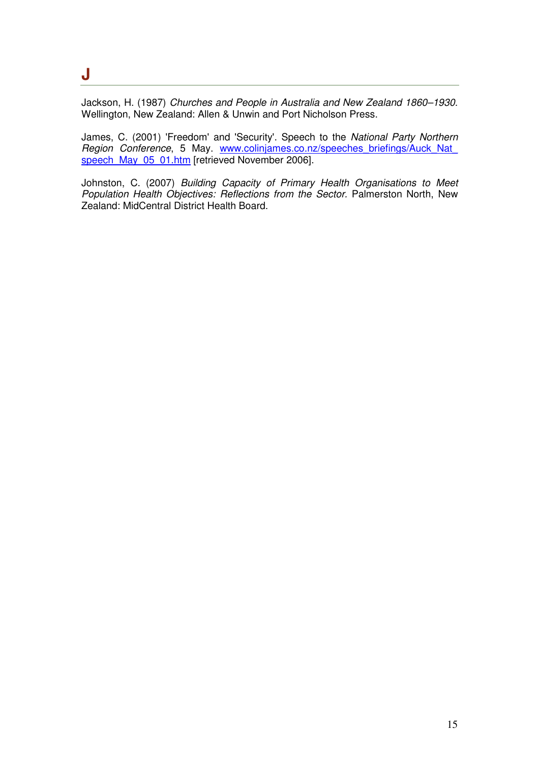## J

Jackson, H. (1987) *Churches and People in Australia and New Zealand 1860–1930*. Wellington, New Zealand: Allen & Unwin and Port Nicholson Press.

James, C. (2001) 'Freedom' and 'Security'. Speech to the *National Party Northern Region Conference*, 5 May. www.colinjames.co.nz/speeches_briefings/Auck_Nat_speech_May_05_01.htm [retrieved November 2006].

Johnston, C. (2007) *Building Capacity of Primary Health Organisations to Meet Population Health Objectives: Reflections from the Sector.* Palmerston North, New Zealand: MidCentral District Health Board.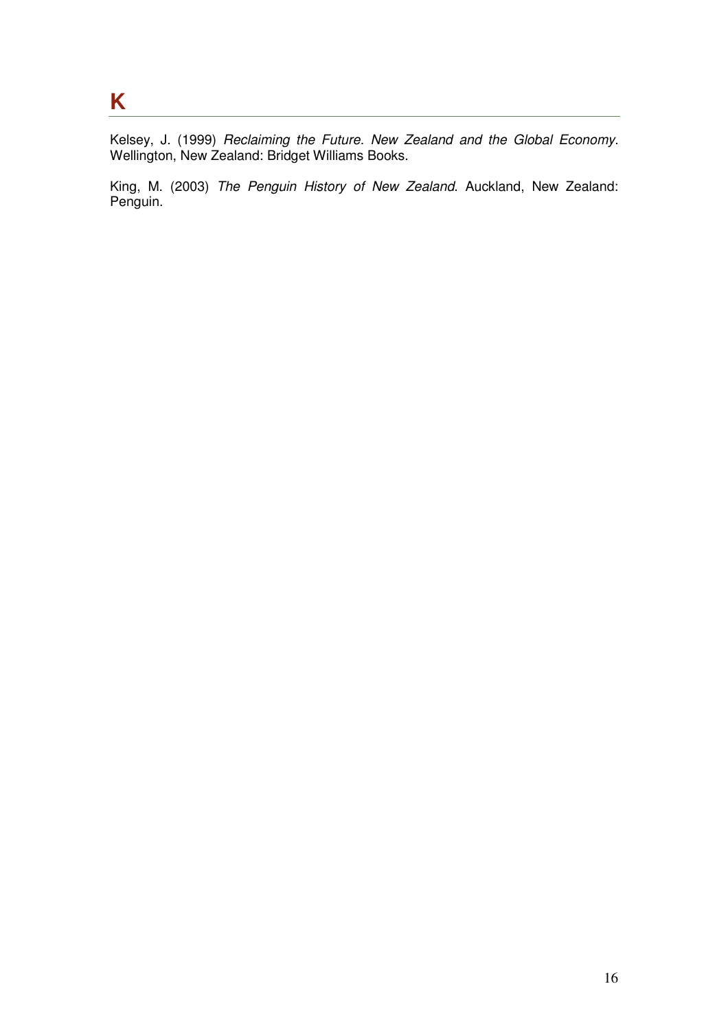## K

Kelsey, J. (1999) *Reclaiming the Future. New Zealand and the Global Economy*. Wellington, New Zealand: Bridget Williams Books.

King, M. (2003) *The Penguin History of New Zealand*. Auckland, New Zealand: Penguin.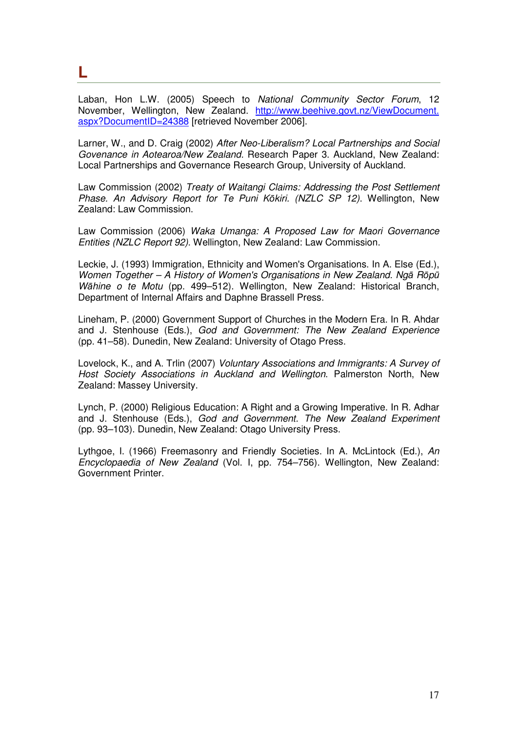# L

Laban, Hon L.W. (2005) Speech to *National Community Sector Forum*, 12 November, Wellington, New Zealand. http://www.beehive.govt.nz/ViewDocument.aspx?DocumentID=24388 [retrieved November 2006].

Larner, W., and D. Craig (2002) *After Neo-Liberalism? Local Partnerships and Social Govenance in Aotearoa/New Zealand.* Research Paper 3. Auckland, New Zealand: Local Partnerships and Governance Research Group, University of Auckland.

Law Commission (2002) *Treaty of Waitangi Claims: Addressing the Post Settlement Phase. An Advisory Report for Te Puni Kōkiri. (NZLC SP 12)*. Wellington, New Zealand: Law Commission.

Law Commission (2006) *Waka Umanga: A Proposed Law for Maori Governance Entities (NZLC Report 92)*. Wellington, New Zealand: Law Commission.

Leckie, J. (1993) Immigration, Ethnicity and Women's Organisations. In A. Else (Ed.), *Women Together – A History of Women's Organisations in New Zealand. Ngā Rōpū Wāhine o te Motu* (pp. 499–512). Wellington, New Zealand: Historical Branch, Department of Internal Affairs and Daphne Brassell Press.

Lineham, P. (2000) Government Support of Churches in the Modern Era. In R. Ahdar and J. Stenhouse (Eds.), *God and Government: The New Zealand Experience* (pp. 41–58). Dunedin, New Zealand: University of Otago Press.

Lovelock, K., and A. Trlin (2007) *Voluntary Associations and Immigrants: A Survey of Host Society Associations in Auckland and Wellington*. Palmerston North, New Zealand: Massey University.

Lynch, P. (2000) Religious Education: A Right and a Growing Imperative. In R. Adhar and J. Stenhouse (Eds.), *God and Government. The New Zealand Experiment* (pp. 93–103). Dunedin, New Zealand: Otago University Press.

Lythgoe, I. (1966) Freemasonry and Friendly Societies. In A. McLintock (Ed.), *An Encyclopaedia of New Zealand* (Vol. I, pp. 754–756). Wellington, New Zealand: Government Printer.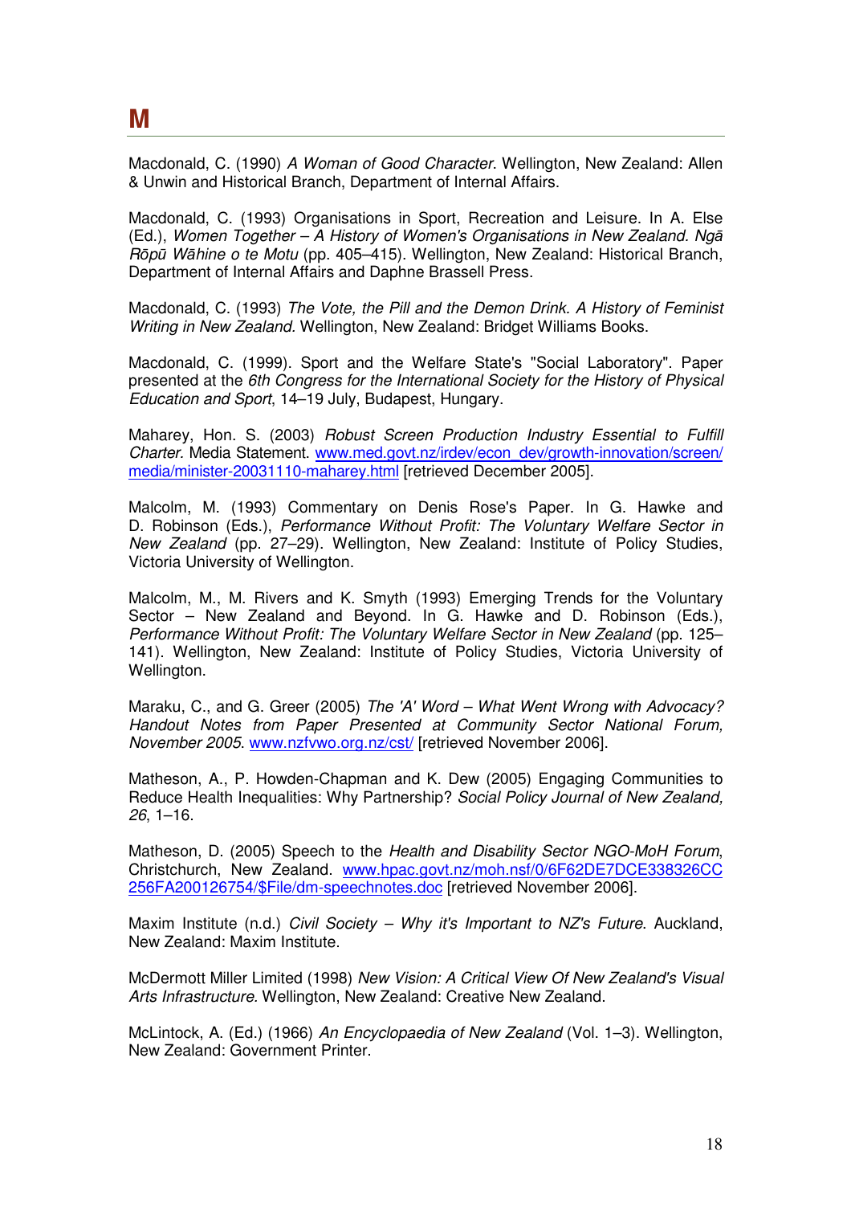# M

Macdonald, C. (1990) *A Woman of Good Character*. Wellington, New Zealand: Allen & Unwin and Historical Branch, Department of Internal Affairs.

Macdonald, C. (1993) Organisations in Sport, Recreation and Leisure. In A. Else (Ed.), *Women Together – A History of Women's Organisations in New Zealand. Ngā Rōpū Wāhine o te Motu* (pp. 405–415). Wellington, New Zealand: Historical Branch, Department of Internal Affairs and Daphne Brassell Press.

Macdonald, C. (1993) *The Vote, the Pill and the Demon Drink. A History of Feminist Writing in New Zealand.* Wellington, New Zealand: Bridget Williams Books.

Macdonald, C. (1999). Sport and the Welfare State's "Social Laboratory". Paper presented at the *6th Congress for the International Society for the History of Physical Education and Sport*, 14–19 July, Budapest, Hungary.

Maharey, Hon. S. (2003) *Robust Screen Production Industry Essential to Fulfill Charter.* Media Statement. www.med.govt.nz/irdev/econ_dev/growth-innovation/screen/media/minister-20031110-maharey.html [retrieved December 2005].

Malcolm, M. (1993) Commentary on Denis Rose's Paper. In G. Hawke and D. Robinson (Eds.), *Performance Without Profit: The Voluntary Welfare Sector in New Zealand* (pp. 27–29). Wellington, New Zealand: Institute of Policy Studies, Victoria University of Wellington.

Malcolm, M., M. Rivers and K. Smyth (1993) Emerging Trends for the Voluntary Sector – New Zealand and Beyond. In G. Hawke and D. Robinson (Eds.), *Performance Without Profit: The Voluntary Welfare Sector in New Zealand* (pp. 125–141). Wellington, New Zealand: Institute of Policy Studies, Victoria University of Wellington.

Maraku, C., and G. Greer (2005) *The 'A' Word – What Went Wrong with Advocacy? Handout Notes from Paper Presented at Community Sector National Forum, November 2005*. www.nzfvwo.org.nz/cst/ [retrieved November 2006].

Matheson, A., P. Howden-Chapman and K. Dew (2005) Engaging Communities to Reduce Health Inequalities: Why Partnership? *Social Policy Journal of New Zealand, 26*, 1–16.

Matheson, D. (2005) Speech to the *Health and Disability Sector NGO-MoH Forum*, Christchurch, New Zealand. www.hpac.govt.nz/moh.nsf/0/6F62DE7DCE338326CC256FA200126754/$File/dm-speechnotes.doc [retrieved November 2006].

Maxim Institute (n.d.) *Civil Society – Why it's Important to NZ's Future*. Auckland, New Zealand: Maxim Institute.

McDermott Miller Limited (1998) *New Vision: A Critical View Of New Zealand's Visual Arts Infrastructure.* Wellington, New Zealand: Creative New Zealand.

McLintock, A. (Ed.) (1966) *An Encyclopaedia of New Zealand* (Vol. 1–3). Wellington, New Zealand: Government Printer.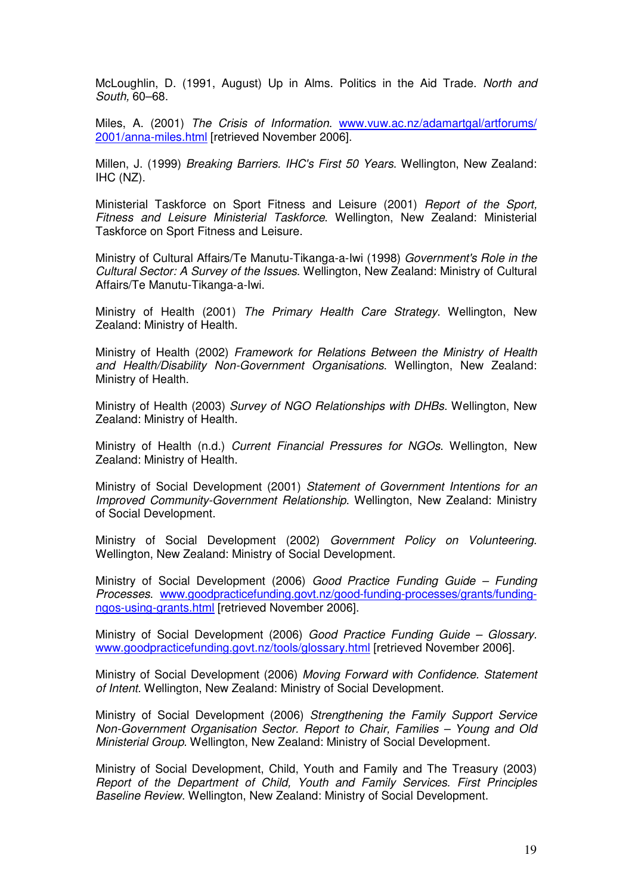McLoughlin, D. (1991, August) Up in Alms. Politics in the Aid Trade. *North and South,* 60–68.

Miles, A. (2001) *The Crisis of Information*. www.vuw.ac.nz/adamartgal/artforums/2001/anna-miles.html [retrieved November 2006].

Millen, J. (1999) *Breaking Barriers. IHC's First 50 Years*. Wellington, New Zealand: IHC (NZ).

Ministerial Taskforce on Sport Fitness and Leisure (2001) *Report of the Sport, Fitness and Leisure Ministerial Taskforce*. Wellington, New Zealand: Ministerial Taskforce on Sport Fitness and Leisure.

Ministry of Cultural Affairs/Te Manutu-Tikanga-a-Iwi (1998) *Government's Role in the Cultural Sector: A Survey of the Issues*. Wellington, New Zealand: Ministry of Cultural Affairs/Te Manutu-Tikanga-a-Iwi.

Ministry of Health (2001) *The Primary Health Care Strategy*. Wellington, New Zealand: Ministry of Health.

Ministry of Health (2002) *Framework for Relations Between the Ministry of Health and Health/Disability Non-Government Organisations*. Wellington, New Zealand: Ministry of Health.

Ministry of Health (2003) *Survey of NGO Relationships with DHBs*. Wellington, New Zealand: Ministry of Health.

Ministry of Health (n.d.) *Current Financial Pressures for NGOs*. Wellington, New Zealand: Ministry of Health.

Ministry of Social Development (2001) *Statement of Government Intentions for an Improved Community-Government Relationship*. Wellington, New Zealand: Ministry of Social Development.

Ministry of Social Development (2002) *Government Policy on Volunteering*. Wellington, New Zealand: Ministry of Social Development.

Ministry of Social Development (2006) *Good Practice Funding Guide – Funding Processes*. www.goodpracticefunding.govt.nz/good-funding-processes/grants/funding-ngos-using-grants.html [retrieved November 2006].

Ministry of Social Development (2006) *Good Practice Funding Guide – Glossary*. www.goodpracticefunding.govt.nz/tools/glossary.html [retrieved November 2006].

Ministry of Social Development (2006) *Moving Forward with Confidence. Statement of Intent.* Wellington, New Zealand: Ministry of Social Development.

Ministry of Social Development (2006) *Strengthening the Family Support Service Non-Government Organisation Sector. Report to Chair, Families – Young and Old Ministerial Group*. Wellington, New Zealand: Ministry of Social Development.

Ministry of Social Development, Child, Youth and Family and The Treasury (2003) *Report of the Department of Child, Youth and Family Services. First Principles Baseline Review*. Wellington, New Zealand: Ministry of Social Development.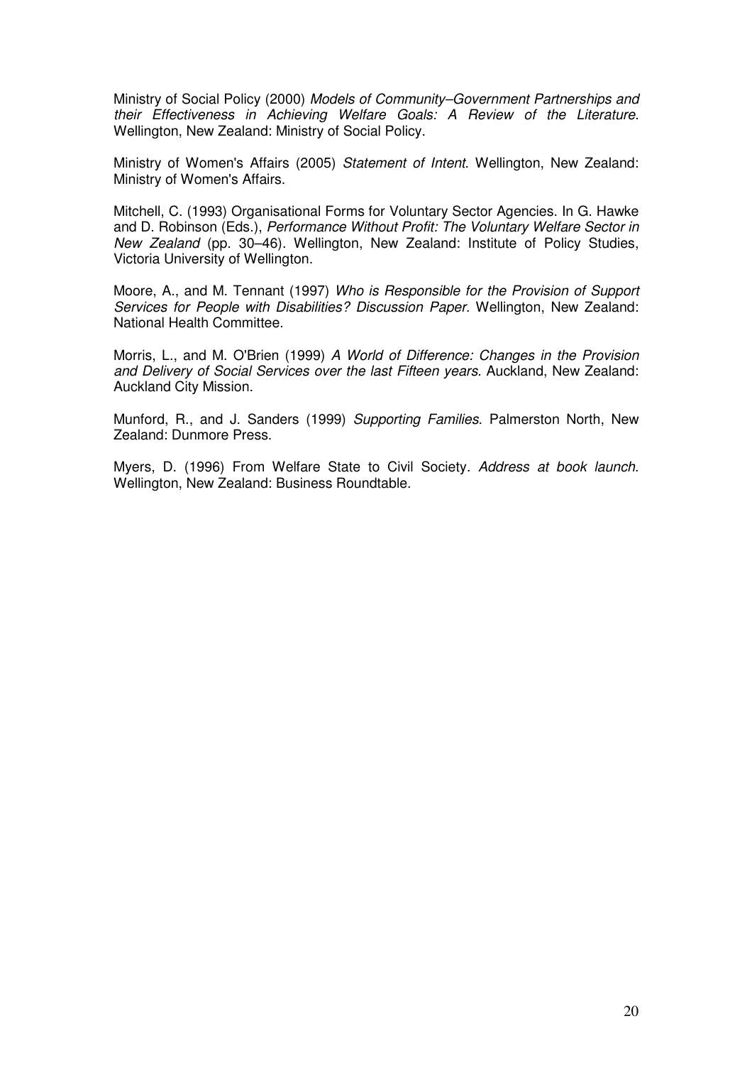Ministry of Social Policy (2000) *Models of Community–Government Partnerships and their Effectiveness in Achieving Welfare Goals: A Review of the Literature*. Wellington, New Zealand: Ministry of Social Policy.

Ministry of Women's Affairs (2005) *Statement of Intent*. Wellington, New Zealand: Ministry of Women's Affairs.

Mitchell, C. (1993) Organisational Forms for Voluntary Sector Agencies. In G. Hawke and D. Robinson (Eds.), *Performance Without Profit: The Voluntary Welfare Sector in New Zealand* (pp. 30–46). Wellington, New Zealand: Institute of Policy Studies, Victoria University of Wellington.

Moore, A., and M. Tennant (1997) *Who is Responsible for the Provision of Support Services for People with Disabilities? Discussion Paper.* Wellington, New Zealand: National Health Committee.

Morris, L., and M. O'Brien (1999) *A World of Difference: Changes in the Provision and Delivery of Social Services over the last Fifteen years*. Auckland, New Zealand: Auckland City Mission.

Munford, R., and J. Sanders (1999) *Supporting Families*. Palmerston North, New Zealand: Dunmore Press.

Myers, D. (1996) From Welfare State to Civil Society*. Address at book launch*. Wellington, New Zealand: Business Roundtable.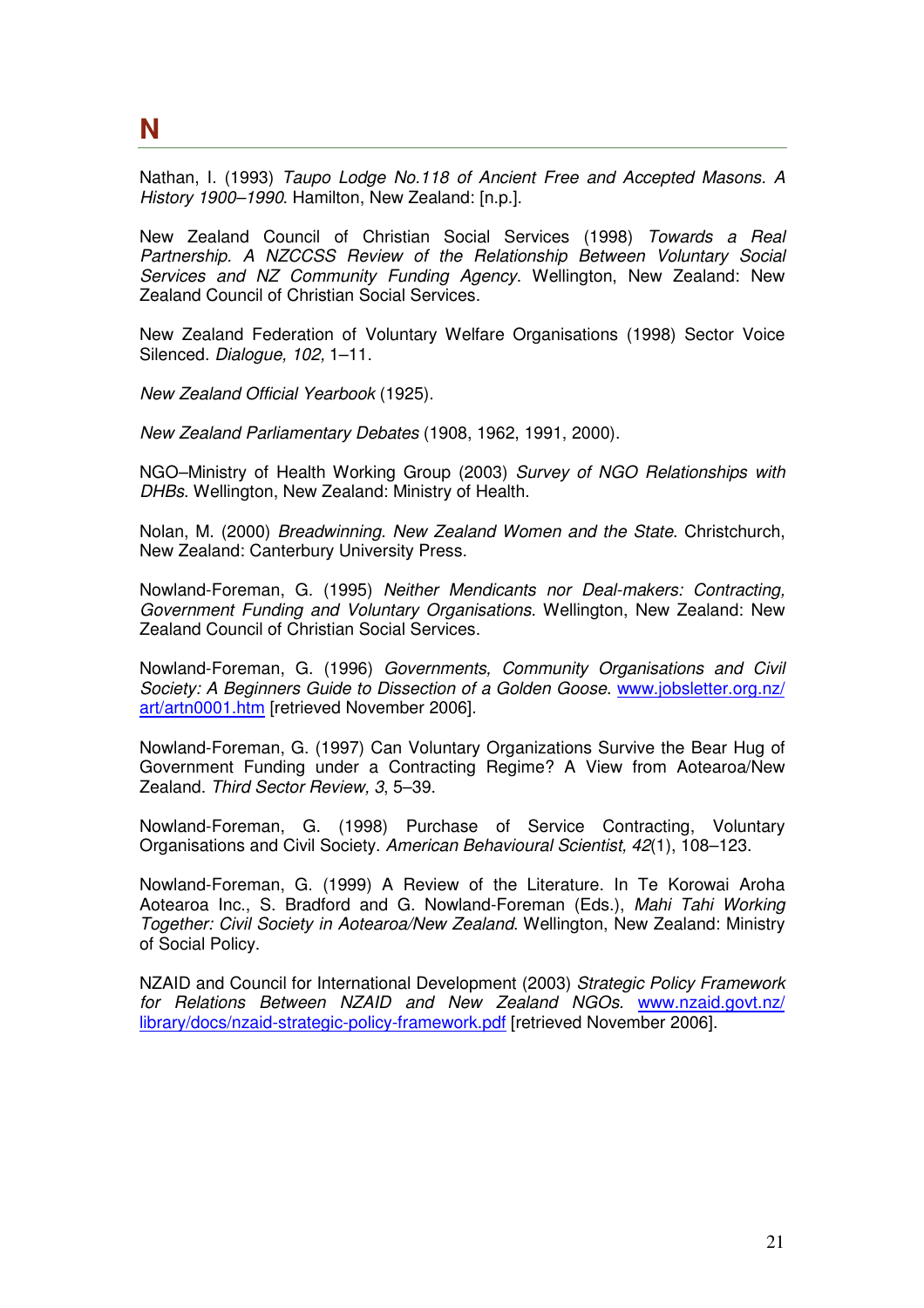# N

Nathan, I. (1993) *Taupo Lodge No.118 of Ancient Free and Accepted Masons. A History 1900–1990*. Hamilton, New Zealand: [n.p.].

New Zealand Council of Christian Social Services (1998) *Towards a Real Partnership. A NZCCSS Review of the Relationship Between Voluntary Social Services and NZ Community Funding Agency*. Wellington, New Zealand: New Zealand Council of Christian Social Services.

New Zealand Federation of Voluntary Welfare Organisations (1998) Sector Voice Silenced. *Dialogue, 102,* 1–11.

*New Zealand Official Yearbook* (1925).

*New Zealand Parliamentary Debates* (1908, 1962, 1991, 2000).

NGO–Ministry of Health Working Group (2003) *Survey of NGO Relationships with DHBs*. Wellington, New Zealand: Ministry of Health.

Nolan, M. (2000) *Breadwinning. New Zealand Women and the State*. Christchurch, New Zealand: Canterbury University Press.

Nowland-Foreman, G. (1995) *Neither Mendicants nor Deal-makers: Contracting, Government Funding and Voluntary Organisations.* Wellington, New Zealand: New Zealand Council of Christian Social Services.

Nowland-Foreman, G. (1996) *Governments, Community Organisations and Civil Society: A Beginners Guide to Dissection of a Golden Goose*. www.jobsletter.org.nz/art/artn0001.htm [retrieved November 2006].

Nowland-Foreman, G. (1997) Can Voluntary Organizations Survive the Bear Hug of Government Funding under a Contracting Regime? A View from Aotearoa/New Zealand. *Third Sector Review, 3*, 5–39.

Nowland-Foreman, G. (1998) Purchase of Service Contracting, Voluntary Organisations and Civil Society. *American Behavioural Scientist, 42*(1), 108–123.

Nowland-Foreman, G. (1999) A Review of the Literature. In Te Korowai Aroha Aotearoa Inc., S. Bradford and G. Nowland-Foreman (Eds.), *Mahi Tahi Working Together: Civil Society in Aotearoa/New Zealand*. Wellington, New Zealand: Ministry of Social Policy.

NZAID and Council for International Development (2003) *Strategic Policy Framework for Relations Between NZAID and New Zealand NGOs*. www.nzaid.govt.nz/library/docs/nzaid-strategic-policy-framework.pdf [retrieved November 2006].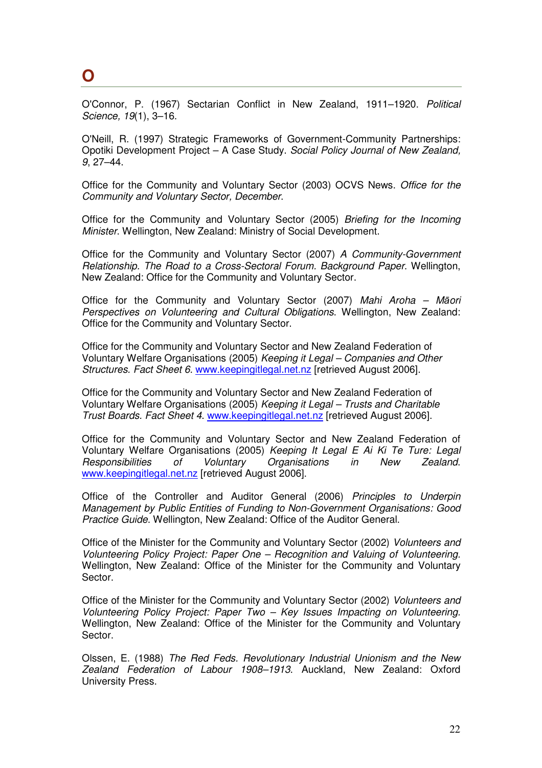# O

O'Connor, P. (1967) Sectarian Conflict in New Zealand, 1911–1920. *Political Science, 19*(1), 3–16.

O'Neill, R. (1997) Strategic Frameworks of Government-Community Partnerships: Opotiki Development Project – A Case Study. *Social Policy Journal of New Zealand, 9*, 27–44.

Office for the Community and Voluntary Sector (2003) OCVS News. *Office for the Community and Voluntary Sector, December*.

Office for the Community and Voluntary Sector (2005) *Briefing for the Incoming Minister*. Wellington, New Zealand: Ministry of Social Development.

Office for the Community and Voluntary Sector (2007) *A Community-Government Relationship. The Road to a Cross-Sectoral Forum. Background Paper*. Wellington, New Zealand: Office for the Community and Voluntary Sector.

Office for the Community and Voluntary Sector (2007) *Mahi Aroha – Māori Perspectives on Volunteering and Cultural Obligations*. Wellington, New Zealand: Office for the Community and Voluntary Sector.

Office for the Community and Voluntary Sector and New Zealand Federation of Voluntary Welfare Organisations (2005) *Keeping it Legal – Companies and Other Structures. Fact Sheet 6*. www.keepingitlegal.net.nz [retrieved August 2006].

Office for the Community and Voluntary Sector and New Zealand Federation of Voluntary Welfare Organisations (2005) *Keeping it Legal – Trusts and Charitable Trust Boards. Fact Sheet 4*. www.keepingitlegal.net.nz [retrieved August 2006].

Office for the Community and Voluntary Sector and New Zealand Federation of Voluntary Welfare Organisations (2005) *Keeping It Legal E Ai Ki Te Ture: Legal Responsibilities of Voluntary Organisations in New Zealand.* www.keepingitlegal.net.nz [retrieved August 2006].

Office of the Controller and Auditor General (2006) *Principles to Underpin Management by Public Entities of Funding to Non-Government Organisations: Good Practice Guide*. Wellington, New Zealand: Office of the Auditor General.

Office of the Minister for the Community and Voluntary Sector (2002) *Volunteers and Volunteering Policy Project: Paper One – Recognition and Valuing of Volunteering.* Wellington, New Zealand: Office of the Minister for the Community and Voluntary Sector.

Office of the Minister for the Community and Voluntary Sector (2002) *Volunteers and Volunteering Policy Project: Paper Two – Key Issues Impacting on Volunteering.* Wellington, New Zealand: Office of the Minister for the Community and Voluntary Sector.

Olssen, E. (1988) *The Red Feds. Revolutionary Industrial Unionism and the New Zealand Federation of Labour 1908–1913*. Auckland, New Zealand: Oxford University Press.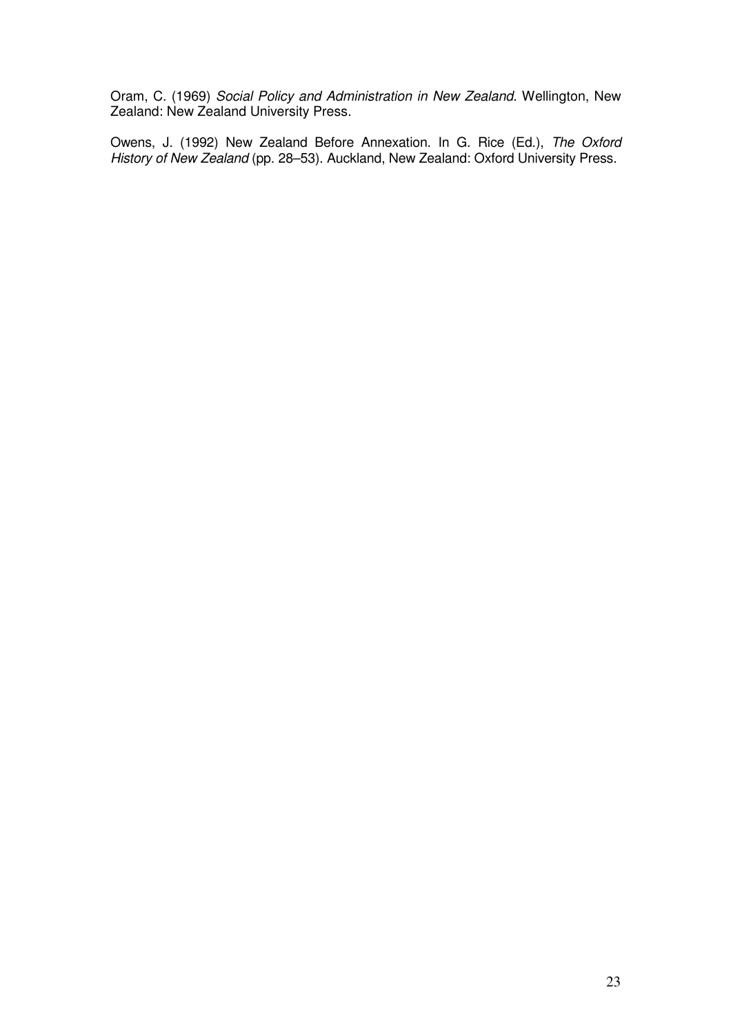Oram, C. (1969) *Social Policy and Administration in New Zealand*. Wellington, New Zealand: New Zealand University Press.

Owens, J. (1992) New Zealand Before Annexation. In G. Rice (Ed.), *The Oxford History of New Zealand* (pp. 28–53). Auckland, New Zealand: Oxford University Press.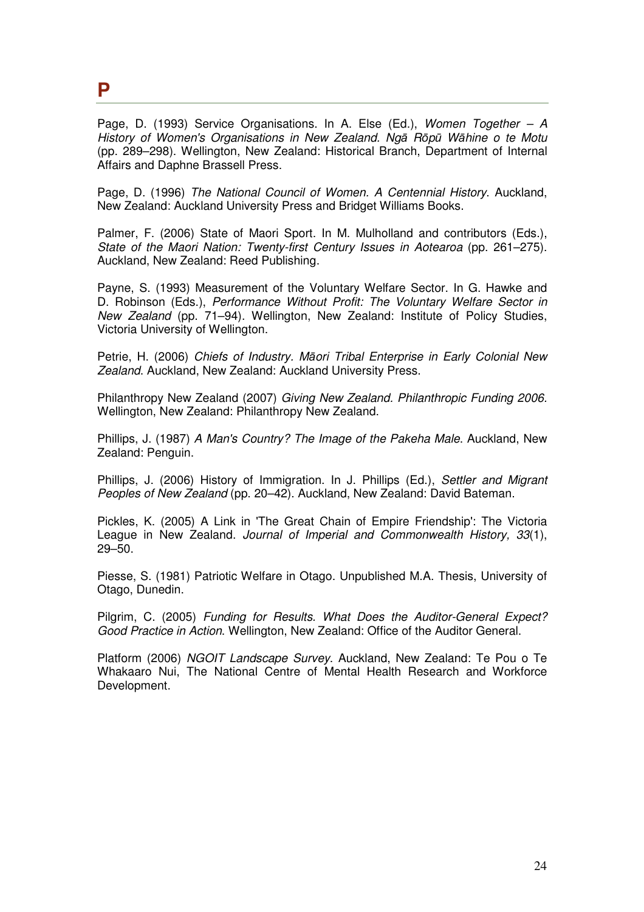# P

Page, D. (1993) Service Organisations. In A. Else (Ed.), *Women Together – A History of Women's Organisations in New Zealand. Ngā Rōpū Wāhine o te Motu* (pp. 289–298). Wellington, New Zealand: Historical Branch, Department of Internal Affairs and Daphne Brassell Press.

Page, D. (1996) *The National Council of Women. A Centennial History*. Auckland, New Zealand: Auckland University Press and Bridget Williams Books.

Palmer, F. (2006) State of Maori Sport. In M. Mulholland and contributors (Eds.), *State of the Maori Nation: Twenty-first Century Issues in Aotearoa* (pp. 261–275). Auckland, New Zealand: Reed Publishing.

Payne, S. (1993) Measurement of the Voluntary Welfare Sector. In G. Hawke and D. Robinson (Eds.), *Performance Without Profit: The Voluntary Welfare Sector in New Zealand* (pp. 71–94). Wellington, New Zealand: Institute of Policy Studies, Victoria University of Wellington.

Petrie, H. (2006) *Chiefs of Industry. Māori Tribal Enterprise in Early Colonial New Zealand*. Auckland, New Zealand: Auckland University Press.

Philanthropy New Zealand (2007) *Giving New Zealand. Philanthropic Funding 2006.* Wellington, New Zealand: Philanthropy New Zealand.

Phillips, J. (1987) *A Man's Country? The Image of the Pakeha Male*. Auckland, New Zealand: Penguin.

Phillips, J. (2006) History of Immigration. In J. Phillips (Ed.), *Settler and Migrant Peoples of New Zealand* (pp. 20–42). Auckland, New Zealand: David Bateman.

Pickles, K. (2005) A Link in 'The Great Chain of Empire Friendship': The Victoria League in New Zealand. *Journal of Imperial and Commonwealth History, 33*(1), 29–50.

Piesse, S. (1981) Patriotic Welfare in Otago. Unpublished M.A. Thesis, University of Otago, Dunedin.

Pilgrim, C. (2005) *Funding for Results. What Does the Auditor-General Expect? Good Practice in Action*. Wellington, New Zealand: Office of the Auditor General.

Platform (2006) *NGOIT Landscape Survey*. Auckland, New Zealand: Te Pou o Te Whakaaro Nui, The National Centre of Mental Health Research and Workforce Development.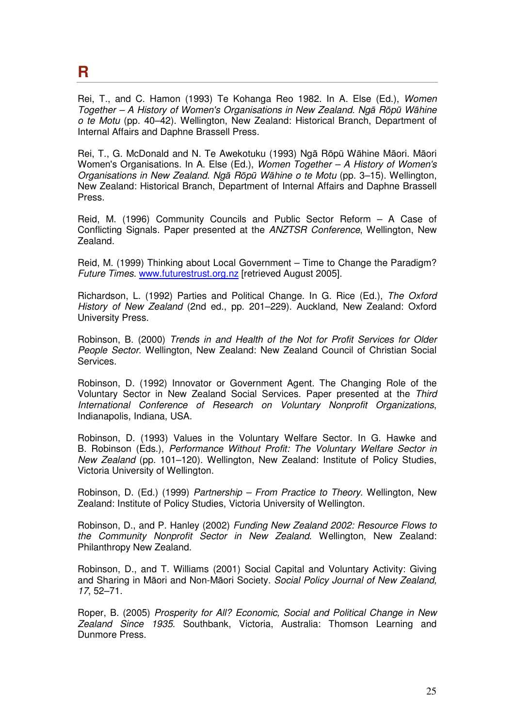# R

Rei, T., and C. Hamon (1993) Te Kohanga Reo 1982. In A. Else (Ed.), *Women Together – A History of Women's Organisations in New Zealand. Ngā Rōpū Wāhine o te Motu* (pp. 40–42). Wellington, New Zealand: Historical Branch, Department of Internal Affairs and Daphne Brassell Press.

Rei, T., G. McDonald and N. Te Awekotuku (1993) Ngā Rōpū Wāhine Māori. Māori Women's Organisations. In A. Else (Ed.), *Women Together – A History of Women's Organisations in New Zealand. Ngā Rōpū Wāhine o te Motu* (pp. 3–15). Wellington, New Zealand: Historical Branch, Department of Internal Affairs and Daphne Brassell Press.

Reid, M. (1996) Community Councils and Public Sector Reform – A Case of Conflicting Signals. Paper presented at the *ANZTSR Conference*, Wellington, New Zealand.

Reid, M. (1999) Thinking about Local Government – Time to Change the Paradigm? *Future Times.* www.futurestrust.org.nz [retrieved August 2005].

Richardson, L. (1992) Parties and Political Change. In G. Rice (Ed.), *The Oxford History of New Zealand* (2nd ed., pp. 201–229). Auckland, New Zealand: Oxford University Press.

Robinson, B. (2000) *Trends in and Health of the Not for Profit Services for Older People Sector.* Wellington, New Zealand: New Zealand Council of Christian Social Services.

Robinson, D. (1992) Innovator or Government Agent. The Changing Role of the Voluntary Sector in New Zealand Social Services. Paper presented at the *Third International Conference of Research on Voluntary Nonprofit Organizations*, Indianapolis, Indiana, USA.

Robinson, D. (1993) Values in the Voluntary Welfare Sector. In G. Hawke and B. Robinson (Eds.), *Performance Without Profit: The Voluntary Welfare Sector in New Zealand* (pp. 101–120). Wellington, New Zealand: Institute of Policy Studies, Victoria University of Wellington.

Robinson, D. (Ed.) (1999) *Partnership – From Practice to Theory*. Wellington, New Zealand: Institute of Policy Studies, Victoria University of Wellington.

Robinson, D., and P. Hanley (2002) *Funding New Zealand 2002: Resource Flows to the Community Nonprofit Sector in New Zealand*. Wellington, New Zealand: Philanthropy New Zealand.

Robinson, D., and T. Williams (2001) Social Capital and Voluntary Activity: Giving and Sharing in Māori and Non-Māori Society. *Social Policy Journal of New Zealand, 17*, 52–71.

Roper, B. (2005) *Prosperity for All? Economic, Social and Political Change in New Zealand Since 1935*. Southbank, Victoria, Australia: Thomson Learning and Dunmore Press.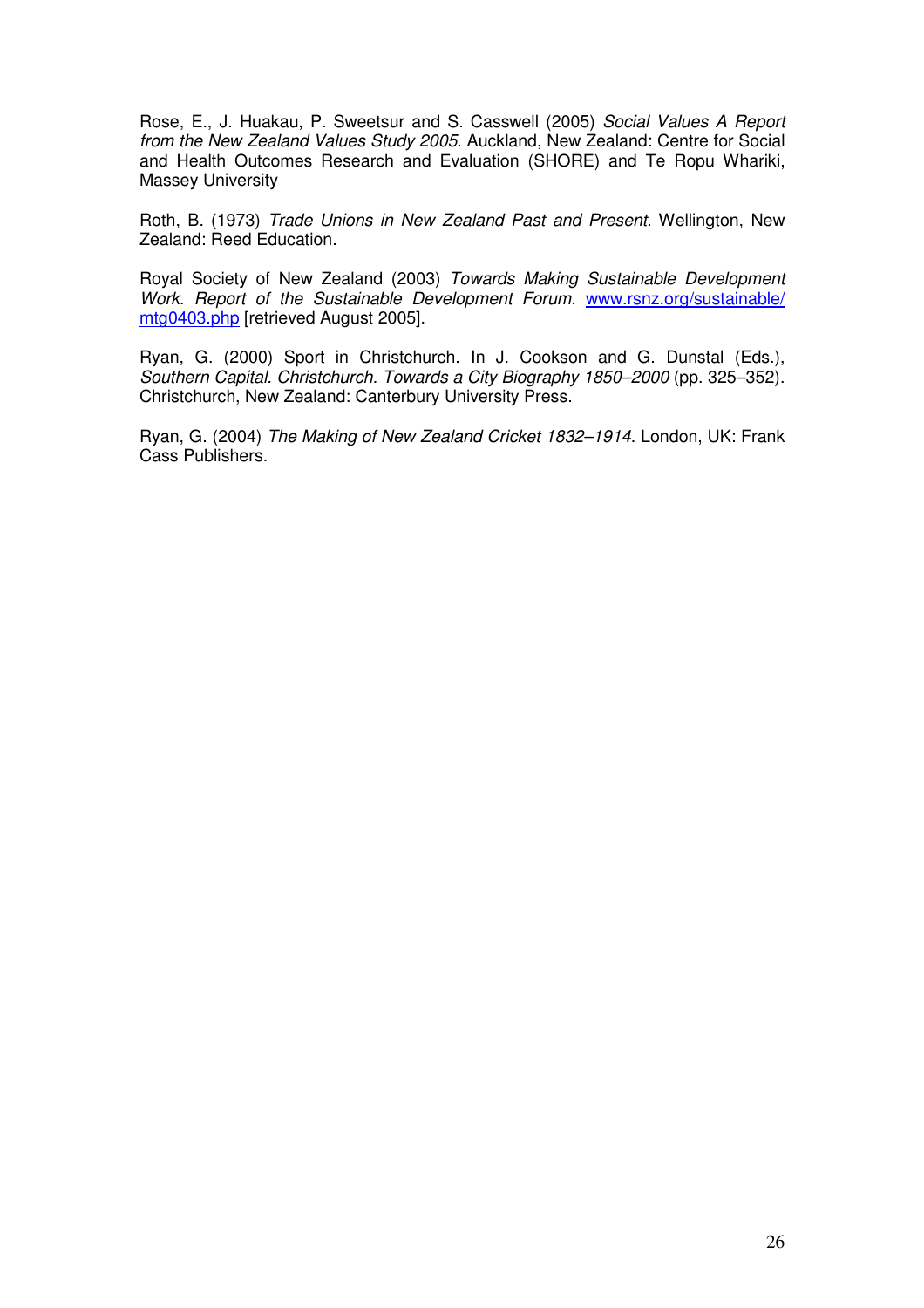Rose, E., J. Huakau, P. Sweetsur and S. Casswell (2005) *Social Values A Report from the New Zealand Values Study 2005*. Auckland, New Zealand: Centre for Social and Health Outcomes Research and Evaluation (SHORE) and Te Ropu Whariki, Massey University

Roth, B. (1973) *Trade Unions in New Zealand Past and Present*. Wellington, New Zealand: Reed Education.

Royal Society of New Zealand (2003) *Towards Making Sustainable Development Work. Report of the Sustainable Development Forum*. [www.rsnz.org/sustainable/mtg0403.php](www.rsnz.org/sustainable/mtg0403.php) [retrieved August 2005].

Ryan, G. (2000) Sport in Christchurch. In J. Cookson and G. Dunstal (Eds.), *Southern Capital. Christchurch. Towards a City Biography 1850–2000* (pp. 325–352). Christchurch, New Zealand: Canterbury University Press.

Ryan, G. (2004) *The Making of New Zealand Cricket 1832–1914*. London, UK: Frank Cass Publishers.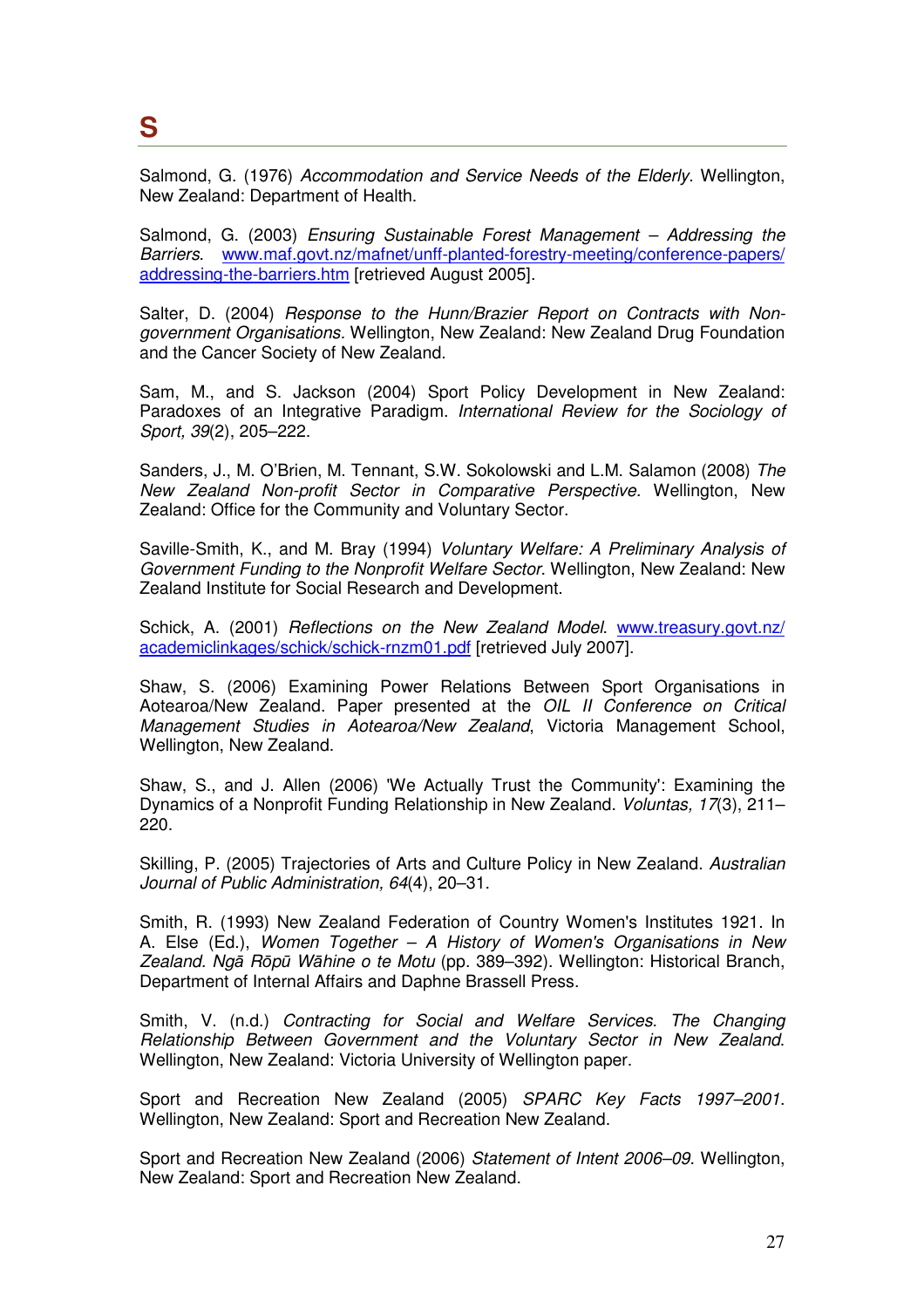# S

Salmond, G. (1976) *Accommodation and Service Needs of the Elderly*. Wellington, New Zealand: Department of Health.

Salmond, G. (2003) *Ensuring Sustainable Forest Management – Addressing the Barriers*. [www.maf.govt.nz/mafnet/unff-planted-forestry-meeting/conference-papers/addressing-the-barriers.htm](www.maf.govt.nz/mafnet/unff-planted-forestry-meeting/conference-papers/addressing-the-barriers.htm) [retrieved August 2005].

Salter, D. (2004) *Response to the Hunn/Brazier Report on Contracts with Non-government Organisations.* Wellington, New Zealand: New Zealand Drug Foundation and the Cancer Society of New Zealand.

Sam, M., and S. Jackson (2004) Sport Policy Development in New Zealand: Paradoxes of an Integrative Paradigm. *International Review for the Sociology of Sport, 39*(2), 205–222.

Sanders, J., M. O'Brien, M. Tennant, S.W. Sokolowski and L.M. Salamon (2008) *The New Zealand Non-profit Sector in Comparative Perspective.* Wellington, New Zealand: Office for the Community and Voluntary Sector.

Saville-Smith, K., and M. Bray (1994) *Voluntary Welfare: A Preliminary Analysis of Government Funding to the Nonprofit Welfare Sector.* Wellington, New Zealand: New Zealand Institute for Social Research and Development.

Schick, A. (2001) *Reflections on the New Zealand Model*. [www.treasury.govt.nz/academiclinkages/schick/schick-rnzm01.pdf](www.treasury.govt.nz/academiclinkages/schick/schick-rnzm01.pdf) [retrieved July 2007].

Shaw, S. (2006) Examining Power Relations Between Sport Organisations in Aotearoa/New Zealand. Paper presented at the *OIL II Conference on Critical Management Studies in Aotearoa/New Zealand*, Victoria Management School, Wellington, New Zealand.

Shaw, S., and J. Allen (2006) 'We Actually Trust the Community': Examining the Dynamics of a Nonprofit Funding Relationship in New Zealand. *Voluntas, 17*(3), 211–220.

Skilling, P. (2005) Trajectories of Arts and Culture Policy in New Zealand. *Australian Journal of Public Administration, 64*(4), 20–31.

Smith, R. (1993) New Zealand Federation of Country Women's Institutes 1921. In A. Else (Ed.), *Women Together – A History of Women's Organisations in New Zealand. Ngā Rōpū Wāhine o te Motu* (pp. 389–392). Wellington: Historical Branch, Department of Internal Affairs and Daphne Brassell Press.

Smith, V. (n.d.) *Contracting for Social and Welfare Services. The Changing Relationship Between Government and the Voluntary Sector in New Zealand.* Wellington, New Zealand: Victoria University of Wellington paper.

Sport and Recreation New Zealand (2005) *SPARC Key Facts 1997–2001*. Wellington, New Zealand: Sport and Recreation New Zealand.

Sport and Recreation New Zealand (2006) *Statement of Intent 2006–09*. Wellington, New Zealand: Sport and Recreation New Zealand.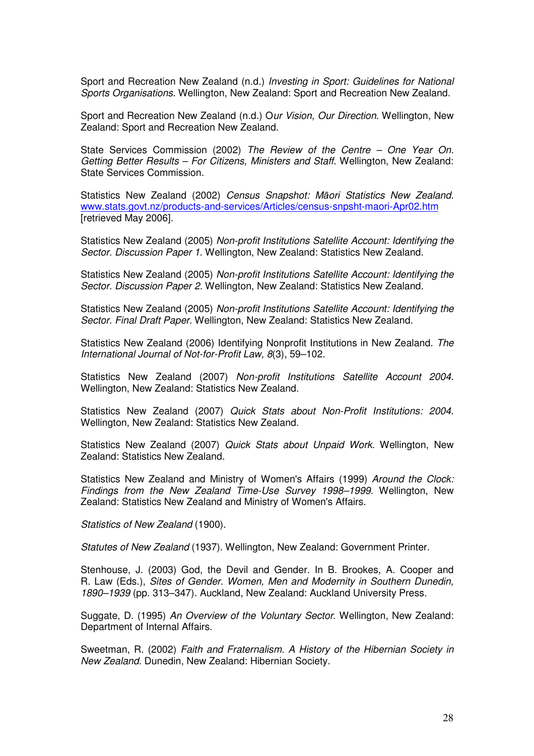Sport and Recreation New Zealand (n.d.) *Investing in Sport: Guidelines for National Sports Organisations*. Wellington, New Zealand: Sport and Recreation New Zealand.

Sport and Recreation New Zealand (n.d.) O*ur Vision, Our Direction*. Wellington, New Zealand: Sport and Recreation New Zealand.

State Services Commission (2002) *The Review of the Centre – One Year On. Getting Better Results – For Citizens, Ministers and Staff*. Wellington, New Zealand: State Services Commission.

Statistics New Zealand (2002) *Census Snapshot: Māori Statistics New Zealand*. www.stats.govt.nz/products-and-services/Articles/census-snpsht-maori-Apr02.htm [retrieved May 2006].

Statistics New Zealand (2005) *Non-profit Institutions Satellite Account: Identifying the Sector. Discussion Paper 1*. Wellington, New Zealand: Statistics New Zealand.

Statistics New Zealand (2005) *Non-profit Institutions Satellite Account: Identifying the Sector. Discussion Paper 2.* Wellington, New Zealand: Statistics New Zealand.

Statistics New Zealand (2005) *Non-profit Institutions Satellite Account: Identifying the Sector. Final Draft Paper.* Wellington, New Zealand: Statistics New Zealand.

Statistics New Zealand (2006) Identifying Nonprofit Institutions in New Zealand. *The International Journal of Not-for-Profit Law, 8*(3), 59–102.

Statistics New Zealand (2007) *Non-profit Institutions Satellite Account 2004*. Wellington, New Zealand: Statistics New Zealand.

Statistics New Zealand (2007) *Quick Stats about Non-Profit Institutions: 2004*. Wellington, New Zealand: Statistics New Zealand.

Statistics New Zealand (2007) *Quick Stats about Unpaid Work.* Wellington, New Zealand: Statistics New Zealand.

Statistics New Zealand and Ministry of Women's Affairs (1999) *Around the Clock: Findings from the New Zealand Time-Use Survey 1998–1999*. Wellington, New Zealand: Statistics New Zealand and Ministry of Women's Affairs.

*Statistics of New Zealand* (1900).

*Statutes of New Zealand* (1937). Wellington, New Zealand: Government Printer.

Stenhouse, J. (2003) God, the Devil and Gender. In B. Brookes, A. Cooper and R. Law (Eds.), *Sites of Gender. Women, Men and Modernity in Southern Dunedin, 1890–1939* (pp. 313–347). Auckland, New Zealand: Auckland University Press.

Suggate, D. (1995) *An Overview of the Voluntary Sector*. Wellington, New Zealand: Department of Internal Affairs.

Sweetman, R. (2002) *Faith and Fraternalism. A History of the Hibernian Society in New Zealand*. Dunedin, New Zealand: Hibernian Society.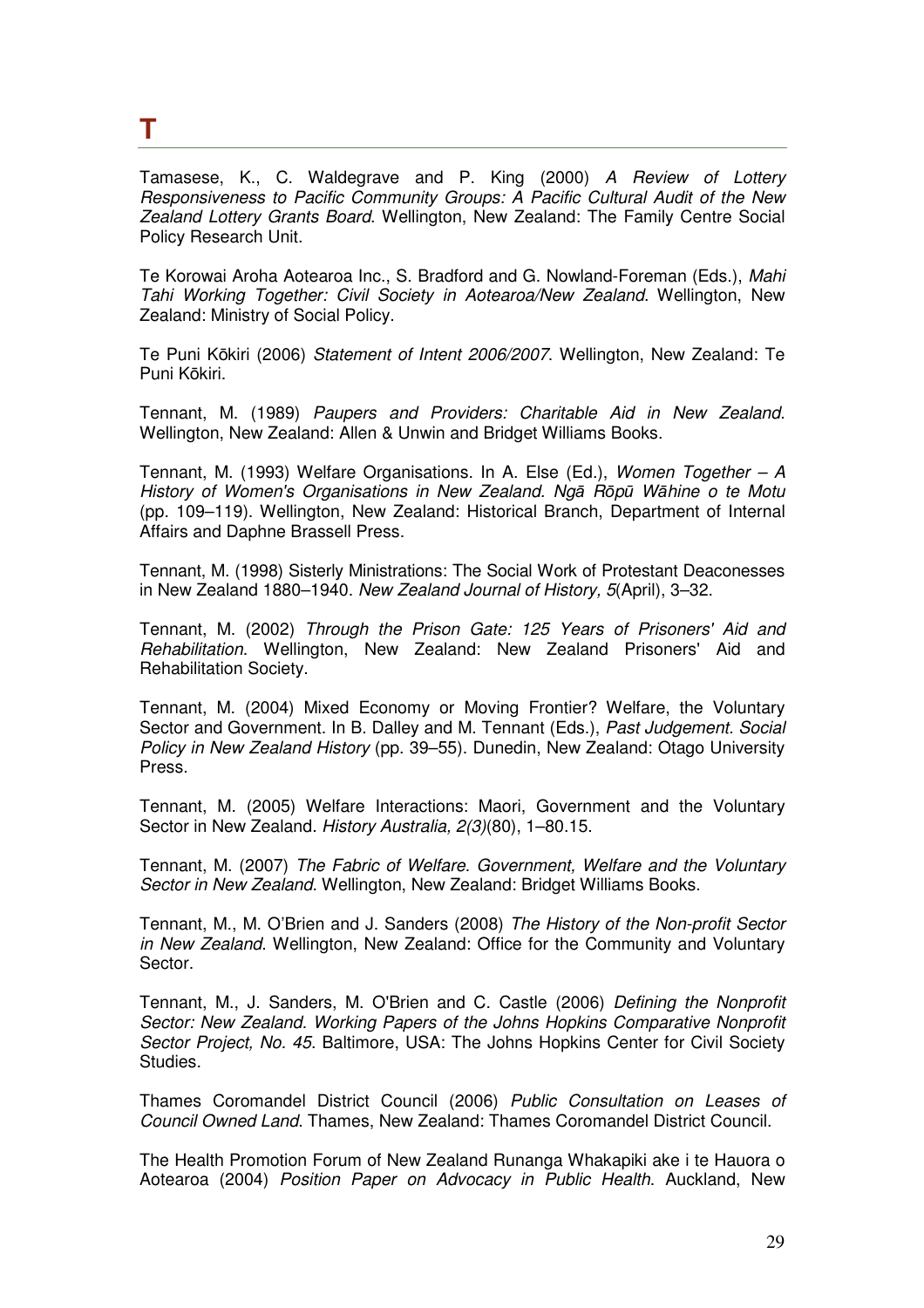# T

Tamasese, K., C. Waldegrave and P. King (2000) *A Review of Lottery Responsiveness to Pacific Community Groups: A Pacific Cultural Audit of the New Zealand Lottery Grants Board*. Wellington, New Zealand: The Family Centre Social Policy Research Unit.

Te Korowai Aroha Aotearoa Inc., S. Bradford and G. Nowland-Foreman (Eds.), *Mahi Tahi Working Together: Civil Society in Aotearoa/New Zealand*. Wellington, New Zealand: Ministry of Social Policy.

Te Puni Kōkiri (2006) *Statement of Intent 2006/2007*. Wellington, New Zealand: Te Puni Kōkiri.

Tennant, M. (1989) *Paupers and Providers: Charitable Aid in New Zealand*. Wellington, New Zealand: Allen & Unwin and Bridget Williams Books.

Tennant, M. (1993) Welfare Organisations. In A. Else (Ed.), *Women Together – A History of Women's Organisations in New Zealand. Ngā Rōpū Wāhine o te Motu* (pp. 109–119). Wellington, New Zealand: Historical Branch, Department of Internal Affairs and Daphne Brassell Press.

Tennant, M. (1998) Sisterly Ministrations: The Social Work of Protestant Deaconesses in New Zealand 1880–1940. *New Zealand Journal of History, 5*(April), 3–32.

Tennant, M. (2002) *Through the Prison Gate: 125 Years of Prisoners' Aid and Rehabilitation*. Wellington, New Zealand: New Zealand Prisoners' Aid and Rehabilitation Society.

Tennant, M. (2004) Mixed Economy or Moving Frontier? Welfare, the Voluntary Sector and Government. In B. Dalley and M. Tennant (Eds.), *Past Judgement. Social Policy in New Zealand History* (pp. 39–55). Dunedin, New Zealand: Otago University Press.

Tennant, M. (2005) Welfare Interactions: Maori, Government and the Voluntary Sector in New Zealand. *History Australia, 2(3)*(80), 1–80.15.

Tennant, M. (2007) *The Fabric of Welfare. Government, Welfare and the Voluntary Sector in New Zealand*. Wellington, New Zealand: Bridget Williams Books.

Tennant, M., M. O'Brien and J. Sanders (2008) *The History of the Non-profit Sector in New Zealand*. Wellington, New Zealand: Office for the Community and Voluntary Sector.

Tennant, M., J. Sanders, M. O'Brien and C. Castle (2006) *Defining the Nonprofit Sector: New Zealand. Working Papers of the Johns Hopkins Comparative Nonprofit Sector Project, No. 45*. Baltimore, USA: The Johns Hopkins Center for Civil Society Studies.

Thames Coromandel District Council (2006) *Public Consultation on Leases of Council Owned Land*. Thames, New Zealand: Thames Coromandel District Council.

The Health Promotion Forum of New Zealand Runanga Whakapiki ake i te Hauora o Aotearoa (2004) *Position Paper on Advocacy in Public Health*. Auckland, New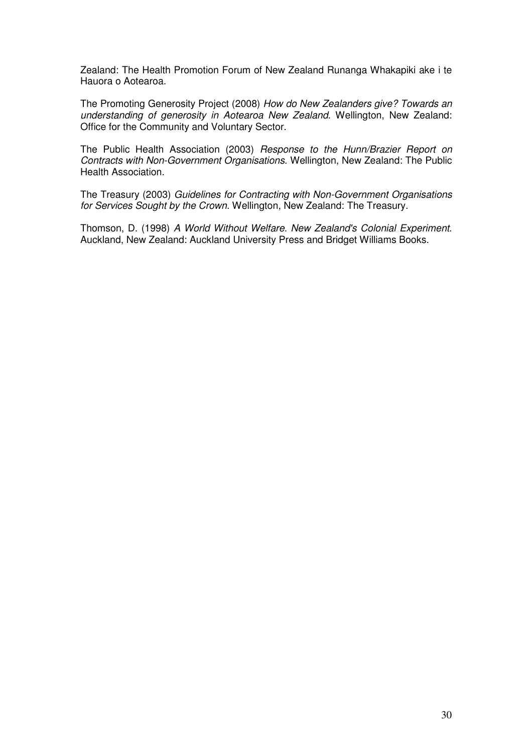Zealand: The Health Promotion Forum of New Zealand Runanga Whakapiki ake i te Hauora o Aotearoa.

The Promoting Generosity Project (2008) *How do New Zealanders give? Towards an understanding of generosity in Aotearoa New Zealand*. Wellington, New Zealand: Office for the Community and Voluntary Sector.

The Public Health Association (2003) *Response to the Hunn/Brazier Report on Contracts with Non-Government Organisations*. Wellington, New Zealand: The Public Health Association.

The Treasury (2003) *Guidelines for Contracting with Non-Government Organisations for Services Sought by the Crown*. Wellington, New Zealand: The Treasury.

Thomson, D. (1998) *A World Without Welfare. New Zealand's Colonial Experiment*. Auckland, New Zealand: Auckland University Press and Bridget Williams Books.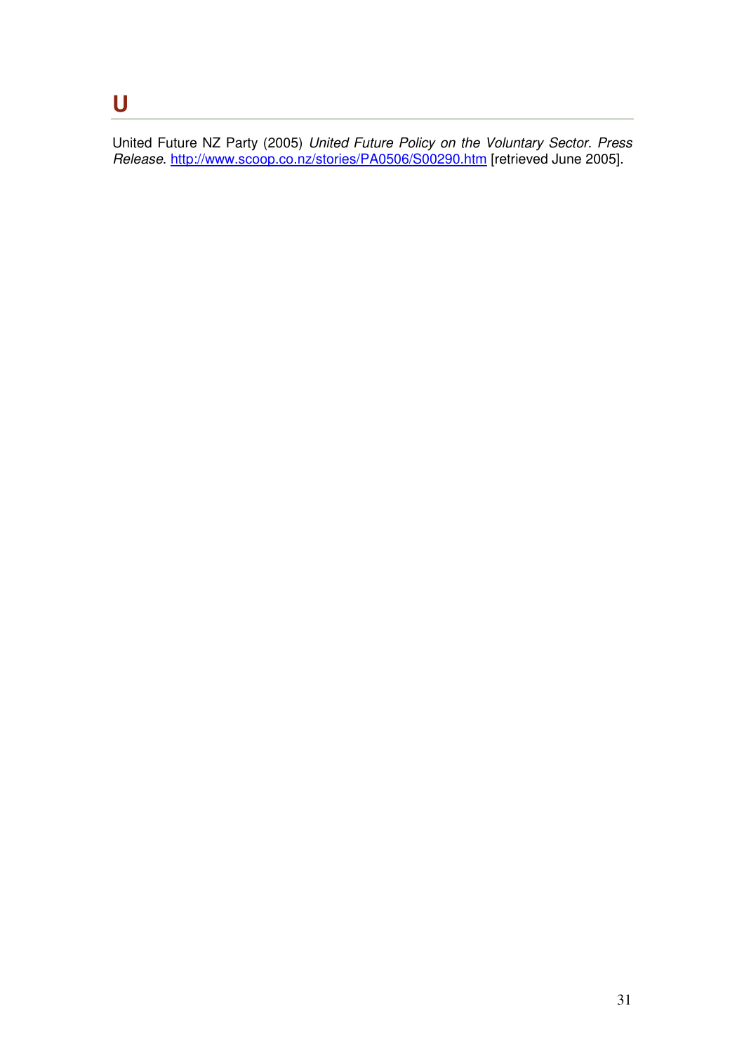## U

United Future NZ Party (2005) *United Future Policy on the Voluntary Sector. Press Release*. http://www.scoop.co.nz/stories/PA0506/S00290.htm [retrieved June 2005].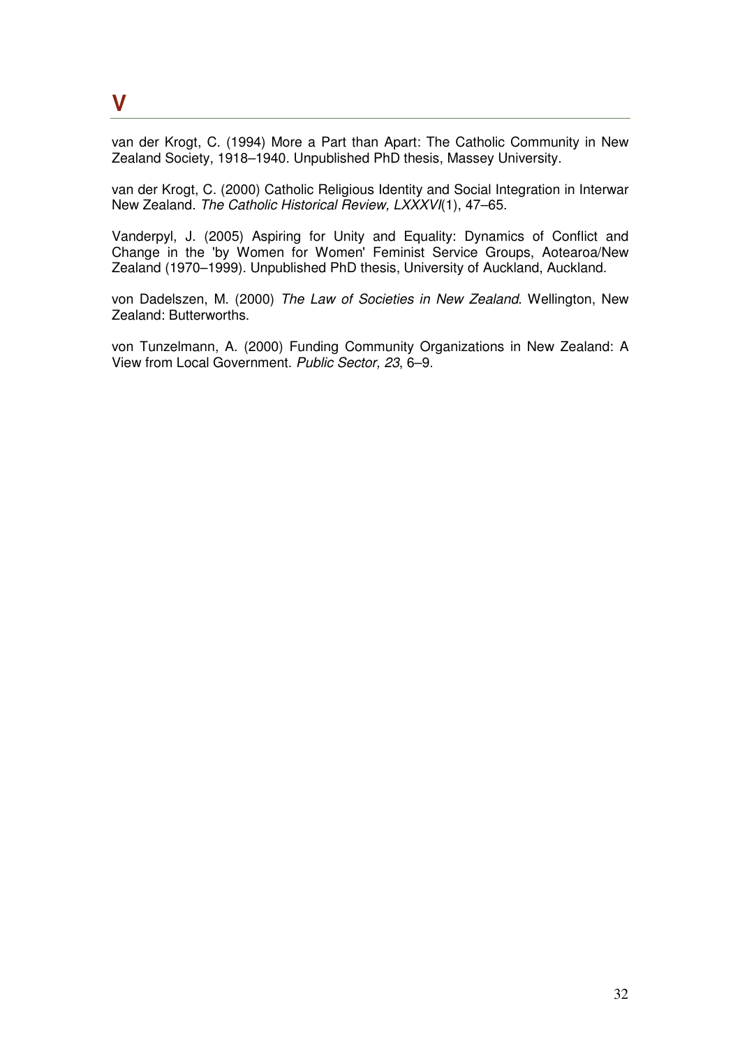# V

van der Krogt, C. (1994) More a Part than Apart: The Catholic Community in New Zealand Society, 1918–1940. Unpublished PhD thesis, Massey University.

van der Krogt, C. (2000) Catholic Religious Identity and Social Integration in Interwar New Zealand. *The Catholic Historical Review, LXXXVI*(1), 47–65.

Vanderpyl, J. (2005) Aspiring for Unity and Equality: Dynamics of Conflict and Change in the 'by Women for Women' Feminist Service Groups, Aotearoa/New Zealand (1970–1999). Unpublished PhD thesis, University of Auckland, Auckland.

von Dadelszen, M. (2000) *The Law of Societies in New Zealand*. Wellington, New Zealand: Butterworths.

von Tunzelmann, A. (2000) Funding Community Organizations in New Zealand: A View from Local Government. *Public Sector, 23*, 6–9.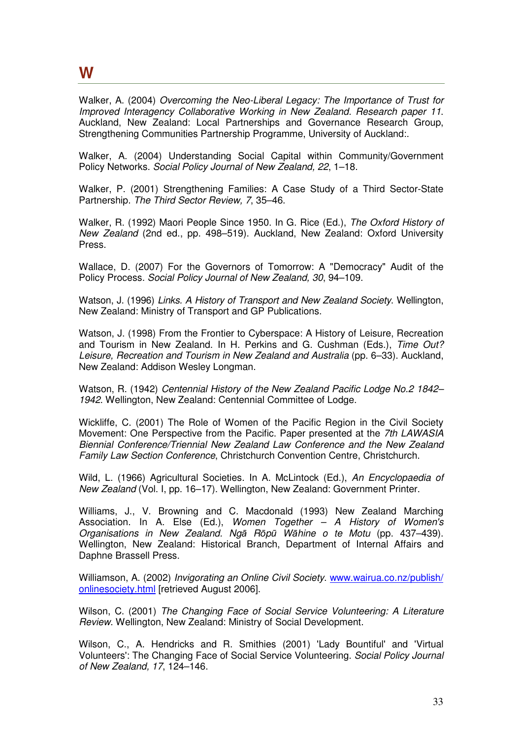# W

Walker, A. (2004) *Overcoming the Neo-Liberal Legacy: The Importance of Trust for Improved Interagency Collaborative Working in New Zealand. Research paper 11*. Auckland, New Zealand: Local Partnerships and Governance Research Group, Strengthening Communities Partnership Programme, University of Auckland:.

Walker, A. (2004) Understanding Social Capital within Community/Government Policy Networks. *Social Policy Journal of New Zealand, 22*, 1–18.

Walker, P. (2001) Strengthening Families: A Case Study of a Third Sector-State Partnership. *The Third Sector Review, 7*, 35–46.

Walker, R. (1992) Maori People Since 1950. In G. Rice (Ed.), *The Oxford History of New Zealand* (2nd ed., pp. 498–519). Auckland, New Zealand: Oxford University Press.

Wallace, D. (2007) For the Governors of Tomorrow: A "Democracy" Audit of the Policy Process. *Social Policy Journal of New Zealand, 30*, 94–109.

Watson, J. (1996) *Links. A History of Transport and New Zealand Society*. Wellington, New Zealand: Ministry of Transport and GP Publications.

Watson, J. (1998) From the Frontier to Cyberspace: A History of Leisure, Recreation and Tourism in New Zealand. In H. Perkins and G. Cushman (Eds.), *Time Out? Leisure, Recreation and Tourism in New Zealand and Australia* (pp. 6–33). Auckland, New Zealand: Addison Wesley Longman.

Watson, R. (1942) *Centennial History of the New Zealand Pacific Lodge No.2 1842–1942*. Wellington, New Zealand: Centennial Committee of Lodge.

Wickliffe, C. (2001) The Role of Women of the Pacific Region in the Civil Society Movement: One Perspective from the Pacific. Paper presented at the *7th LAWASIA Biennial Conference/Triennial New Zealand Law Conference and the New Zealand Family Law Section Conference*, Christchurch Convention Centre, Christchurch.

Wild, L. (1966) Agricultural Societies. In A. McLintock (Ed.), *An Encyclopaedia of New Zealand* (Vol. I, pp. 16–17). Wellington, New Zealand: Government Printer.

Williams, J., V. Browning and C. Macdonald (1993) New Zealand Marching Association. In A. Else (Ed.), *Women Together – A History of Women's Organisations in New Zealand. Ngā Rōpū Wāhine o te Motu* (pp. 437–439). Wellington, New Zealand: Historical Branch, Department of Internal Affairs and Daphne Brassell Press.

Williamson, A. (2002) *Invigorating an Online Civil Society*. www.wairua.co.nz/publish/onlinesociety.html [retrieved August 2006].

Wilson, C. (2001) *The Changing Face of Social Service Volunteering: A Literature Review*. Wellington, New Zealand: Ministry of Social Development.

Wilson, C., A. Hendricks and R. Smithies (2001) 'Lady Bountiful' and 'Virtual Volunteers': The Changing Face of Social Service Volunteering. *Social Policy Journal of New Zealand, 17*, 124–146.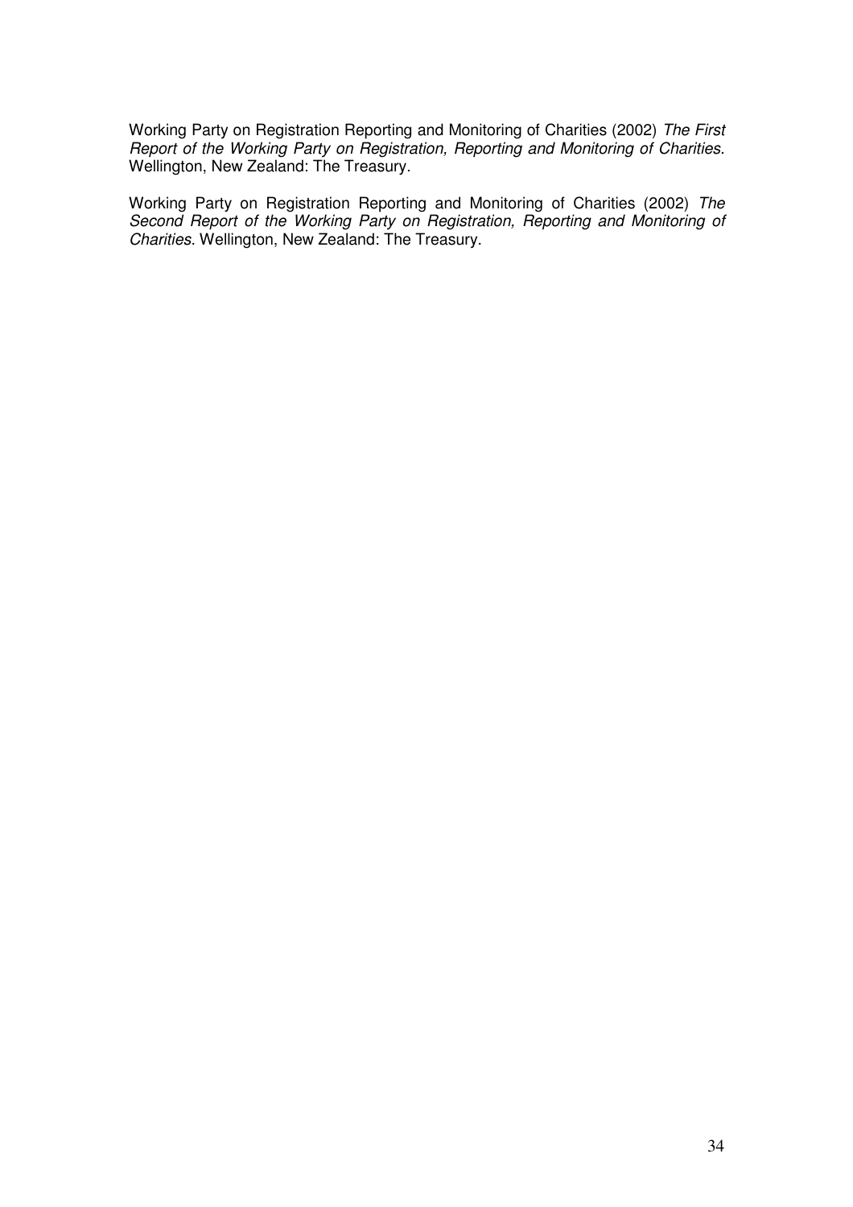Working Party on Registration Reporting and Monitoring of Charities (2002) *The First Report of the Working Party on Registration, Reporting and Monitoring of Charities*. Wellington, New Zealand: The Treasury.

Working Party on Registration Reporting and Monitoring of Charities (2002) *The Second Report of the Working Party on Registration, Reporting and Monitoring of Charities*. Wellington, New Zealand: The Treasury.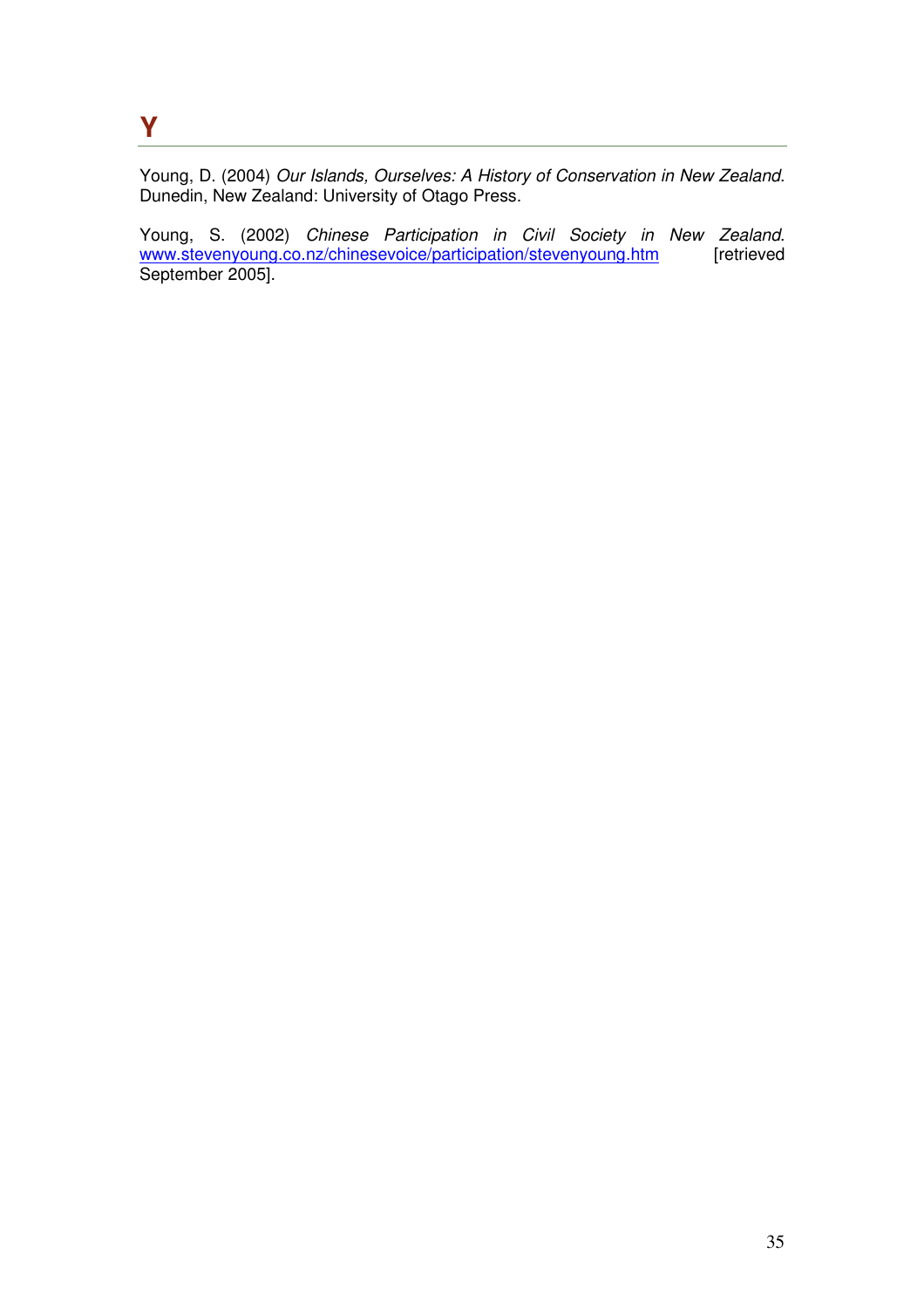## Y

Young, D. (2004) *Our Islands, Ourselves: A History of Conservation in New Zealand*. Dunedin, New Zealand: University of Otago Press.

Young, S. (2002) *Chinese Participation in Civil Society in New Zealand*. www.stevenyoung.co.nz/chinesevoice/participation/stevenyoung.htm [retrieved September 2005].